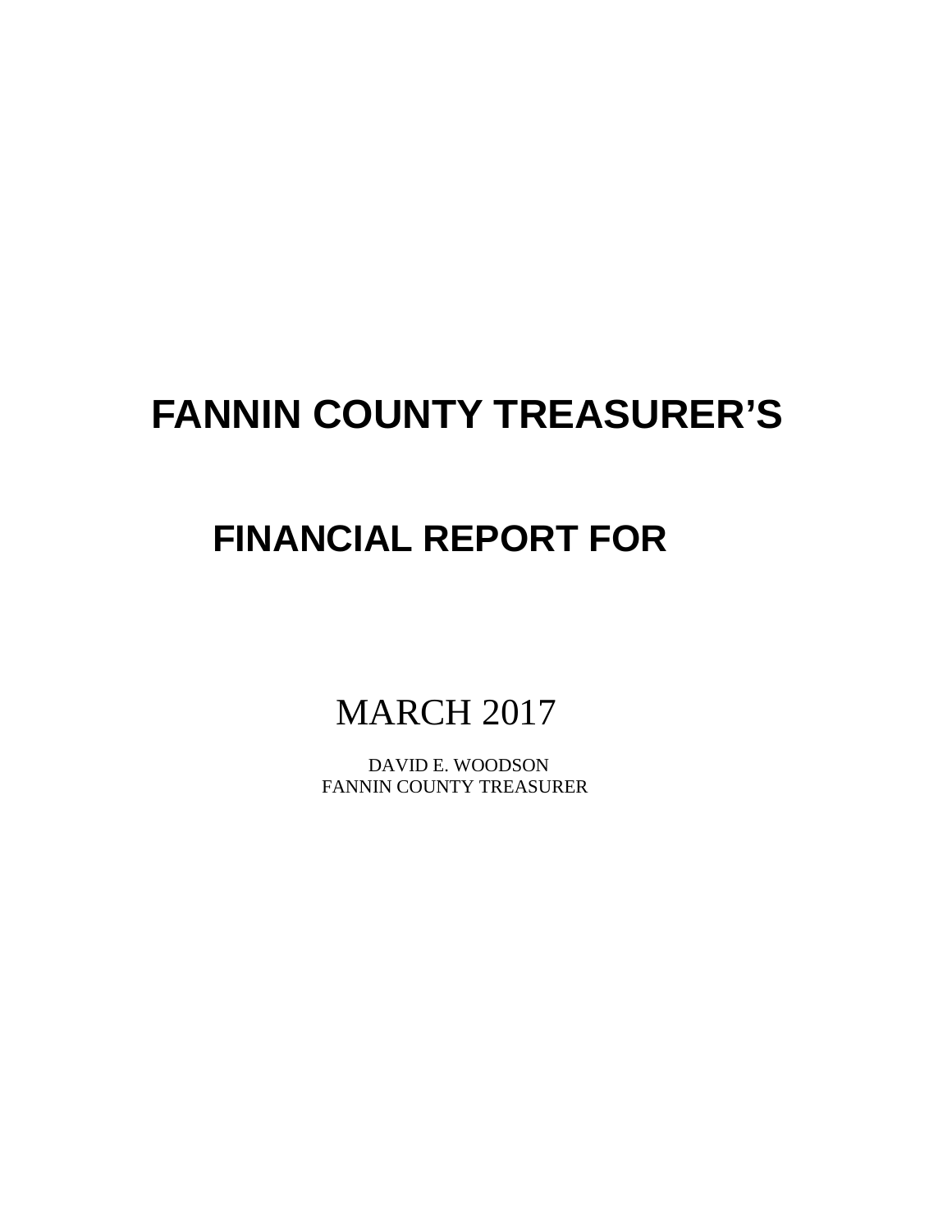# FANNIN COUNTY TREASURER'S

## FINANCIAL REPORT FOR

MARCH 2017

DAVID E. WOODSON
FANNIN COUNTY TREASURER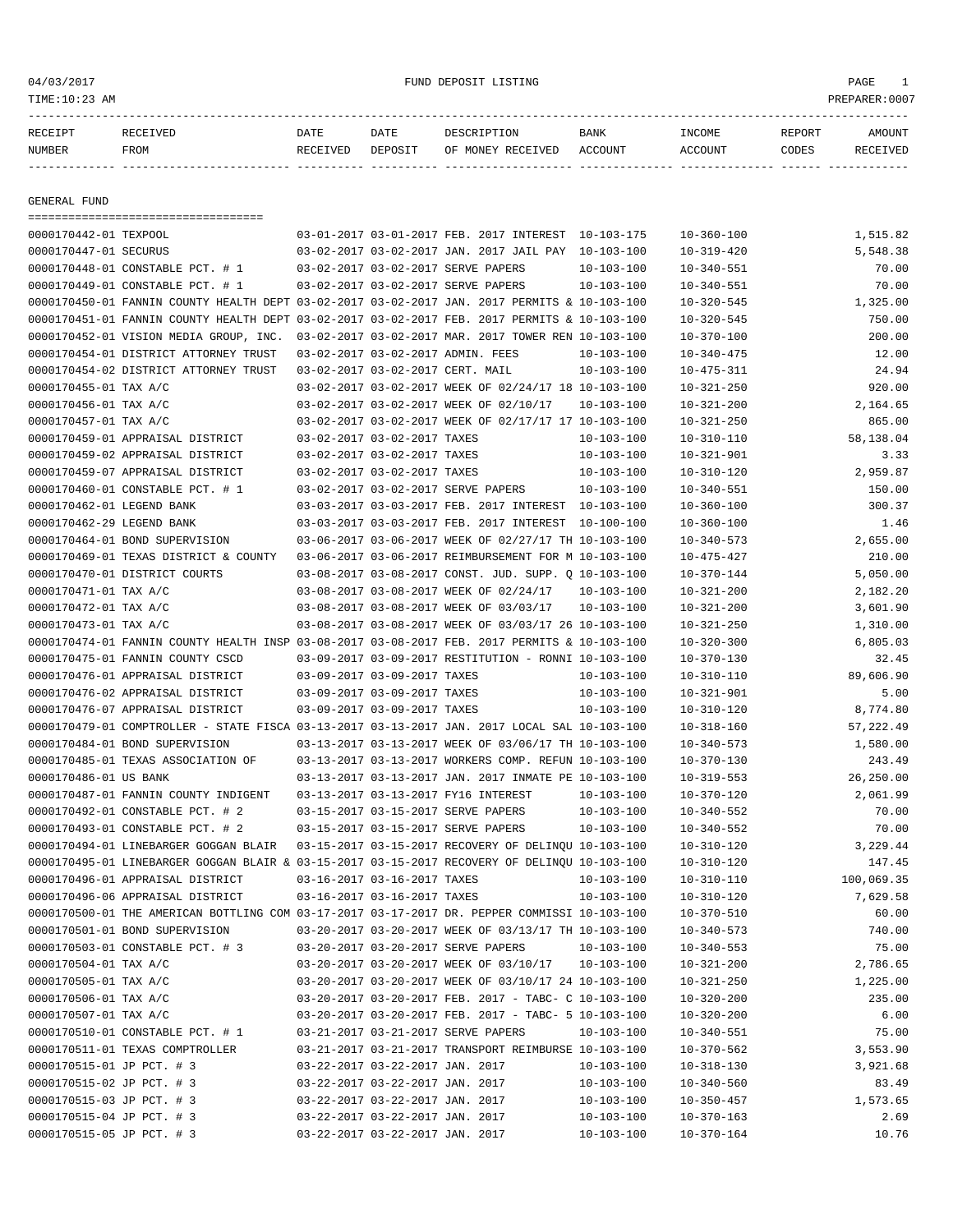FUND DEPOSIT LISTING

| RECEIPT NUMBER | RECEIVED FROM | DATE RECEIVED | DATE DEPOSIT | DESCRIPTION OF MONEY RECEIVED | BANK ACCOUNT | INCOME ACCOUNT | REPORT CODES | AMOUNT RECEIVED |
|---|---|---|---|---|---|---|---|---|

## GENERAL FUND

| RECEIPT NUMBER | RECEIVED FROM | DATE RECEIVED | DATE DEPOSIT | DESCRIPTION OF MONEY RECEIVED | BANK ACCOUNT | INCOME ACCOUNT | REPORT CODES | AMOUNT RECEIVED |
|---|---|---|---|---|---|---|---|---|
| 0000170442-01 | TEXPOOL | 03-01-2017 | 03-01-2017 | FEB. 2017 INTEREST | 10-103-175 | 10-360-100 | | 1,515.82 |
| 0000170447-01 | SECURUS | 03-02-2017 | 03-02-2017 | JAN. 2017 JAIL PAY | 10-103-100 | 10-319-420 | | 5,548.38 |
| 0000170448-01 | CONSTABLE PCT. # 1 | 03-02-2017 | 03-02-2017 | SERVE PAPERS | 10-103-100 | 10-340-551 | | 70.00 |
| 0000170449-01 | CONSTABLE PCT. # 1 | 03-02-2017 | 03-02-2017 | SERVE PAPERS | 10-103-100 | 10-340-551 | | 70.00 |
| 0000170450-01 | FANNIN COUNTY HEALTH DEPT | 03-02-2017 | 03-02-2017 | JAN. 2017 PERMITS & | 10-103-100 | 10-320-545 | | 1,325.00 |
| 0000170451-01 | FANNIN COUNTY HEALTH DEPT | 03-02-2017 | 03-02-2017 | FEB. 2017 PERMITS & | 10-103-100 | 10-320-545 | | 750.00 |
| 0000170452-01 | VISION MEDIA GROUP, INC. | 03-02-2017 | 03-02-2017 | MAR. 2017 TOWER REN | 10-103-100 | 10-370-100 | | 200.00 |
| 0000170454-01 | DISTRICT ATTORNEY TRUST | 03-02-2017 | 03-02-2017 | ADMIN. FEES | 10-103-100 | 10-340-475 | | 12.00 |
| 0000170454-02 | DISTRICT ATTORNEY TRUST | 03-02-2017 | 03-02-2017 | CERT. MAIL | 10-103-100 | 10-475-311 | | 24.94 |
| 0000170455-01 | TAX A/C | 03-02-2017 | 03-02-2017 | WEEK OF 02/24/17 18 | 10-103-100 | 10-321-250 | | 920.00 |
| 0000170456-01 | TAX A/C | 03-02-2017 | 03-02-2017 | WEEK OF 02/10/17 | 10-103-100 | 10-321-200 | | 2,164.65 |
| 0000170457-01 | TAX A/C | 03-02-2017 | 03-02-2017 | WEEK OF 02/17/17 17 | 10-103-100 | 10-321-250 | | 865.00 |
| 0000170459-01 | APPRAISAL DISTRICT | 03-02-2017 | 03-02-2017 | TAXES | 10-103-100 | 10-310-110 | | 58,138.04 |
| 0000170459-02 | APPRAISAL DISTRICT | 03-02-2017 | 03-02-2017 | TAXES | 10-103-100 | 10-321-901 | | 3.33 |
| 0000170459-07 | APPRAISAL DISTRICT | 03-02-2017 | 03-02-2017 | TAXES | 10-103-100 | 10-310-120 | | 2,959.87 |
| 0000170460-01 | CONSTABLE PCT. # 1 | 03-02-2017 | 03-02-2017 | SERVE PAPERS | 10-103-100 | 10-340-551 | | 150.00 |
| 0000170462-01 | LEGEND BANK | 03-03-2017 | 03-03-2017 | FEB. 2017 INTEREST | 10-103-100 | 10-360-100 | | 300.37 |
| 0000170462-29 | LEGEND BANK | 03-03-2017 | 03-03-2017 | FEB. 2017 INTEREST | 10-100-100 | 10-360-100 | | 1.46 |
| 0000170464-01 | BOND SUPERVISION | 03-06-2017 | 03-06-2017 | WEEK OF 02/27/17 TH | 10-103-100 | 10-340-573 | | 2,655.00 |
| 0000170469-01 | TEXAS DISTRICT & COUNTY | 03-06-2017 | 03-06-2017 | REIMBURSEMENT FOR M | 10-103-100 | 10-475-427 | | 210.00 |
| 0000170470-01 | DISTRICT COURTS | 03-08-2017 | 03-08-2017 | CONST. JUD. SUPP. Q | 10-103-100 | 10-370-144 | | 5,050.00 |
| 0000170471-01 | TAX A/C | 03-08-2017 | 03-08-2017 | WEEK OF 02/24/17 | 10-103-100 | 10-321-200 | | 2,182.20 |
| 0000170472-01 | TAX A/C | 03-08-2017 | 03-08-2017 | WEEK OF 03/03/17 | 10-103-100 | 10-321-200 | | 3,601.90 |
| 0000170473-01 | TAX A/C | 03-08-2017 | 03-08-2017 | WEEK OF 03/03/17 26 | 10-103-100 | 10-321-250 | | 1,310.00 |
| 0000170474-01 | FANNIN COUNTY HEALTH INSP | 03-08-2017 | 03-08-2017 | FEB. 2017 PERMITS & | 10-103-100 | 10-320-300 | | 6,805.03 |
| 0000170475-01 | FANNIN COUNTY CSCD | 03-09-2017 | 03-09-2017 | RESTITUTION - RONNI | 10-103-100 | 10-370-130 | | 32.45 |
| 0000170476-01 | APPRAISAL DISTRICT | 03-09-2017 | 03-09-2017 | TAXES | 10-103-100 | 10-310-110 | | 89,606.90 |
| 0000170476-02 | APPRAISAL DISTRICT | 03-09-2017 | 03-09-2017 | TAXES | 10-103-100 | 10-321-901 | | 5.00 |
| 0000170476-07 | APPRAISAL DISTRICT | 03-09-2017 | 03-09-2017 | TAXES | 10-103-100 | 10-310-120 | | 8,774.80 |
| 0000170479-01 | COMPTROLLER - STATE FISCA | 03-13-2017 | 03-13-2017 | JAN. 2017 LOCAL SAL | 10-103-100 | 10-318-160 | | 57,222.49 |
| 0000170484-01 | BOND SUPERVISION | 03-13-2017 | 03-13-2017 | WEEK OF 03/06/17 TH | 10-103-100 | 10-340-573 | | 1,580.00 |
| 0000170485-01 | TEXAS ASSOCIATION OF | 03-13-2017 | 03-13-2017 | WORKERS COMP. REFUN | 10-103-100 | 10-370-130 | | 243.49 |
| 0000170486-01 | US BANK | 03-13-2017 | 03-13-2017 | JAN. 2017 INMATE PE | 10-103-100 | 10-319-553 | | 26,250.00 |
| 0000170487-01 | FANNIN COUNTY INDIGENT | 03-13-2017 | 03-13-2017 | FY16 INTEREST | 10-103-100 | 10-370-120 | | 2,061.99 |
| 0000170492-01 | CONSTABLE PCT. # 2 | 03-15-2017 | 03-15-2017 | SERVE PAPERS | 10-103-100 | 10-340-552 | | 70.00 |
| 0000170493-01 | CONSTABLE PCT. # 2 | 03-15-2017 | 03-15-2017 | SERVE PAPERS | 10-103-100 | 10-340-552 | | 70.00 |
| 0000170494-01 | LINEBARGER GOGGAN BLAIR | 03-15-2017 | 03-15-2017 | RECOVERY OF DELINQU | 10-103-100 | 10-310-120 | | 3,229.44 |
| 0000170495-01 | LINEBARGER GOGGAN BLAIR & | 03-15-2017 | 03-15-2017 | RECOVERY OF DELINQU | 10-103-100 | 10-310-120 | | 147.45 |
| 0000170496-01 | APPRAISAL DISTRICT | 03-16-2017 | 03-16-2017 | TAXES | 10-103-100 | 10-310-110 | | 100,069.35 |
| 0000170496-06 | APPRAISAL DISTRICT | 03-16-2017 | 03-16-2017 | TAXES | 10-103-100 | 10-310-120 | | 7,629.58 |
| 0000170500-01 | THE AMERICAN BOTTLING COM | 03-17-2017 | 03-17-2017 | DR. PEPPER COMMISSI | 10-103-100 | 10-370-510 | | 60.00 |
| 0000170501-01 | BOND SUPERVISION | 03-20-2017 | 03-20-2017 | WEEK OF 03/13/17 TH | 10-103-100 | 10-340-573 | | 740.00 |
| 0000170503-01 | CONSTABLE PCT. # 3 | 03-20-2017 | 03-20-2017 | SERVE PAPERS | 10-103-100 | 10-340-553 | | 75.00 |
| 0000170504-01 | TAX A/C | 03-20-2017 | 03-20-2017 | WEEK OF 03/10/17 | 10-103-100 | 10-321-200 | | 2,786.65 |
| 0000170505-01 | TAX A/C | 03-20-2017 | 03-20-2017 | WEEK OF 03/10/17 24 | 10-103-100 | 10-321-250 | | 1,225.00 |
| 0000170506-01 | TAX A/C | 03-20-2017 | 03-20-2017 | FEB. 2017 - TABC- C | 10-103-100 | 10-320-200 | | 235.00 |
| 0000170507-01 | TAX A/C | 03-20-2017 | 03-20-2017 | FEB. 2017 - TABC- 5 | 10-103-100 | 10-320-200 | | 6.00 |
| 0000170510-01 | CONSTABLE PCT. # 1 | 03-21-2017 | 03-21-2017 | SERVE PAPERS | 10-103-100 | 10-340-551 | | 75.00 |
| 0000170511-01 | TEXAS COMPTROLLER | 03-21-2017 | 03-21-2017 | TRANSPORT REIMBURSE | 10-103-100 | 10-370-562 | | 3,553.90 |
| 0000170515-01 | JP PCT. # 3 | 03-22-2017 | 03-22-2017 | JAN. 2017 | 10-103-100 | 10-318-130 | | 3,921.68 |
| 0000170515-02 | JP PCT. # 3 | 03-22-2017 | 03-22-2017 | JAN. 2017 | 10-103-100 | 10-340-560 | | 83.49 |
| 0000170515-03 | JP PCT. # 3 | 03-22-2017 | 03-22-2017 | JAN. 2017 | 10-103-100 | 10-350-457 | | 1,573.65 |
| 0000170515-04 | JP PCT. # 3 | 03-22-2017 | 03-22-2017 | JAN. 2017 | 10-103-100 | 10-370-163 | | 2.69 |
| 0000170515-05 | JP PCT. # 3 | 03-22-2017 | 03-22-2017 | JAN. 2017 | 10-103-100 | 10-370-164 | | 10.76 |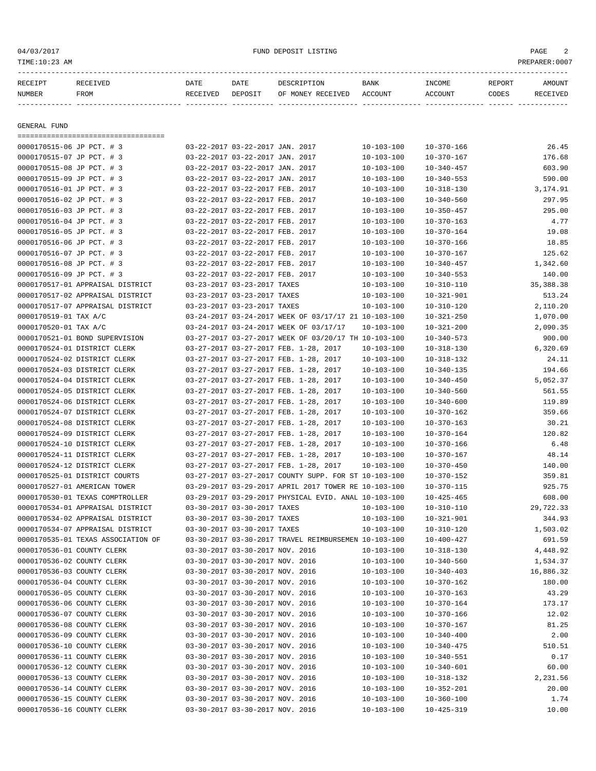04/03/2017 FUND DEPOSIT LISTING

TIME:10:23 AM PREPARER:0007

| RECEIPT NUMBER | RECEIVED FROM | DATE RECEIVED | DATE DEPOSIT | DESCRIPTION OF MONEY RECEIVED | BANK ACCOUNT | INCOME ACCOUNT | REPORT CODES | AMOUNT RECEIVED |
|---|---|---|---|---|---|---|---|---|

GENERAL FUND

| RECEIPT NUMBER | RECEIVED FROM | DATE RECEIVED | DATE DEPOSIT | DESCRIPTION OF MONEY RECEIVED | BANK ACCOUNT | INCOME ACCOUNT | REPORT CODES | AMOUNT RECEIVED |
|---|---|---|---|---|---|---|---|---|
| 0000170515-06 | JP PCT. # 3 | 03-22-2017 | 03-22-2017 | JAN. 2017 | 10-103-100 | 10-370-166 | | 26.45 |
| 0000170515-07 | JP PCT. # 3 | 03-22-2017 | 03-22-2017 | JAN. 2017 | 10-103-100 | 10-370-167 | | 176.68 |
| 0000170515-08 | JP PCT. # 3 | 03-22-2017 | 03-22-2017 | JAN. 2017 | 10-103-100 | 10-340-457 | | 603.90 |
| 0000170515-09 | JP PCT. # 3 | 03-22-2017 | 03-22-2017 | JAN. 2017 | 10-103-100 | 10-340-553 | | 590.00 |
| 0000170516-01 | JP PCT. # 3 | 03-22-2017 | 03-22-2017 | FEB. 2017 | 10-103-100 | 10-318-130 | | 3,174.91 |
| 0000170516-02 | JP PCT. # 3 | 03-22-2017 | 03-22-2017 | FEB. 2017 | 10-103-100 | 10-340-560 | | 297.95 |
| 0000170516-03 | JP PCT. # 3 | 03-22-2017 | 03-22-2017 | FEB. 2017 | 10-103-100 | 10-350-457 | | 295.00 |
| 0000170516-04 | JP PCT. # 3 | 03-22-2017 | 03-22-2017 | FEB. 2017 | 10-103-100 | 10-370-163 | | 4.77 |
| 0000170516-05 | JP PCT. # 3 | 03-22-2017 | 03-22-2017 | FEB. 2017 | 10-103-100 | 10-370-164 | | 19.08 |
| 0000170516-06 | JP PCT. # 3 | 03-22-2017 | 03-22-2017 | FEB. 2017 | 10-103-100 | 10-370-166 | | 18.85 |
| 0000170516-07 | JP PCT. # 3 | 03-22-2017 | 03-22-2017 | FEB. 2017 | 10-103-100 | 10-370-167 | | 125.62 |
| 0000170516-08 | JP PCT. # 3 | 03-22-2017 | 03-22-2017 | FEB. 2017 | 10-103-100 | 10-340-457 | | 1,342.60 |
| 0000170516-09 | JP PCT. # 3 | 03-22-2017 | 03-22-2017 | FEB. 2017 | 10-103-100 | 10-340-553 | | 140.00 |
| 0000170517-01 | APPRAISAL DISTRICT | 03-23-2017 | 03-23-2017 | TAXES | 10-103-100 | 10-310-110 | | 35,388.38 |
| 0000170517-02 | APPRAISAL DISTRICT | 03-23-2017 | 03-23-2017 | TAXES | 10-103-100 | 10-321-901 | | 513.24 |
| 0000170517-07 | APPRAISAL DISTRICT | 03-23-2017 | 03-23-2017 | TAXES | 10-103-100 | 10-310-120 | | 2,110.20 |
| 0000170519-01 | TAX A/C | 03-24-2017 | 03-24-2017 | WEEK OF 03/17/17 21 | 10-103-100 | 10-321-250 | | 1,070.00 |
| 0000170520-01 | TAX A/C | 03-24-2017 | 03-24-2017 | WEEK OF 03/17/17 | 10-103-100 | 10-321-200 | | 2,090.35 |
| 0000170521-01 | BOND SUPERVISION | 03-27-2017 | 03-27-2017 | WEEK OF 03/20/17 TH | 10-103-100 | 10-340-573 | | 900.00 |
| 0000170524-01 | DISTRICT CLERK | 03-27-2017 | 03-27-2017 | FEB. 1-28, 2017 | 10-103-100 | 10-318-130 | | 6,320.69 |
| 0000170524-02 | DISTRICT CLERK | 03-27-2017 | 03-27-2017 | FEB. 1-28, 2017 | 10-103-100 | 10-318-132 | | 24.11 |
| 0000170524-03 | DISTRICT CLERK | 03-27-2017 | 03-27-2017 | FEB. 1-28, 2017 | 10-103-100 | 10-340-135 | | 194.66 |
| 0000170524-04 | DISTRICT CLERK | 03-27-2017 | 03-27-2017 | FEB. 1-28, 2017 | 10-103-100 | 10-340-450 | | 5,052.37 |
| 0000170524-05 | DISTRICT CLERK | 03-27-2017 | 03-27-2017 | FEB. 1-28, 2017 | 10-103-100 | 10-340-560 | | 561.55 |
| 0000170524-06 | DISTRICT CLERK | 03-27-2017 | 03-27-2017 | FEB. 1-28, 2017 | 10-103-100 | 10-340-600 | | 119.89 |
| 0000170524-07 | DISTRICT CLERK | 03-27-2017 | 03-27-2017 | FEB. 1-28, 2017 | 10-103-100 | 10-370-162 | | 359.66 |
| 0000170524-08 | DISTRICT CLERK | 03-27-2017 | 03-27-2017 | FEB. 1-28, 2017 | 10-103-100 | 10-370-163 | | 30.21 |
| 0000170524-09 | DISTRICT CLERK | 03-27-2017 | 03-27-2017 | FEB. 1-28, 2017 | 10-103-100 | 10-370-164 | | 120.82 |
| 0000170524-10 | DISTRICT CLERK | 03-27-2017 | 03-27-2017 | FEB. 1-28, 2017 | 10-103-100 | 10-370-166 | | 6.48 |
| 0000170524-11 | DISTRICT CLERK | 03-27-2017 | 03-27-2017 | FEB. 1-28, 2017 | 10-103-100 | 10-370-167 | | 48.14 |
| 0000170524-12 | DISTRICT CLERK | 03-27-2017 | 03-27-2017 | FEB. 1-28, 2017 | 10-103-100 | 10-370-450 | | 140.00 |
| 0000170525-01 | DISTRICT COURTS | 03-27-2017 | 03-27-2017 | COUNTY SUPP. FOR ST | 10-103-100 | 10-370-152 | | 359.81 |
| 0000170527-01 | AMERICAN TOWER | 03-29-2017 | 03-29-2017 | APRIL 2017 TOWER RE | 10-103-100 | 10-370-115 | | 925.75 |
| 0000170530-01 | TEXAS COMPTROLLER | 03-29-2017 | 03-29-2017 | PHYSICAL EVID. ANAL | 10-103-100 | 10-425-465 | | 608.00 |
| 0000170534-01 | APPRAISAL DISTRICT | 03-30-2017 | 03-30-2017 | TAXES | 10-103-100 | 10-310-110 | | 29,722.33 |
| 0000170534-02 | APPRAISAL DISTRICT | 03-30-2017 | 03-30-2017 | TAXES | 10-103-100 | 10-321-901 | | 344.93 |
| 0000170534-07 | APPRAISAL DISTRICT | 03-30-2017 | 03-30-2017 | TAXES | 10-103-100 | 10-310-120 | | 1,503.02 |
| 0000170535-01 | TEXAS ASSOCIATION OF | 03-30-2017 | 03-30-2017 | TRAVEL REIMBURSEMEN | 10-103-100 | 10-400-427 | | 691.59 |
| 0000170536-01 | COUNTY CLERK | 03-30-2017 | 03-30-2017 | NOV. 2016 | 10-103-100 | 10-318-130 | | 4,448.92 |
| 0000170536-02 | COUNTY CLERK | 03-30-2017 | 03-30-2017 | NOV. 2016 | 10-103-100 | 10-340-560 | | 1,534.37 |
| 0000170536-03 | COUNTY CLERK | 03-30-2017 | 03-30-2017 | NOV. 2016 | 10-103-100 | 10-340-403 | | 16,886.32 |
| 0000170536-04 | COUNTY CLERK | 03-30-2017 | 03-30-2017 | NOV. 2016 | 10-103-100 | 10-370-162 | | 180.00 |
| 0000170536-05 | COUNTY CLERK | 03-30-2017 | 03-30-2017 | NOV. 2016 | 10-103-100 | 10-370-163 | | 43.29 |
| 0000170536-06 | COUNTY CLERK | 03-30-2017 | 03-30-2017 | NOV. 2016 | 10-103-100 | 10-370-164 | | 173.17 |
| 0000170536-07 | COUNTY CLERK | 03-30-2017 | 03-30-2017 | NOV. 2016 | 10-103-100 | 10-370-166 | | 12.02 |
| 0000170536-08 | COUNTY CLERK | 03-30-2017 | 03-30-2017 | NOV. 2016 | 10-103-100 | 10-370-167 | | 81.25 |
| 0000170536-09 | COUNTY CLERK | 03-30-2017 | 03-30-2017 | NOV. 2016 | 10-103-100 | 10-340-400 | | 2.00 |
| 0000170536-10 | COUNTY CLERK | 03-30-2017 | 03-30-2017 | NOV. 2016 | 10-103-100 | 10-340-475 | | 510.51 |
| 0000170536-11 | COUNTY CLERK | 03-30-2017 | 03-30-2017 | NOV. 2016 | 10-103-100 | 10-340-551 | | 0.17 |
| 0000170536-12 | COUNTY CLERK | 03-30-2017 | 03-30-2017 | NOV. 2016 | 10-103-100 | 10-340-601 | | 60.00 |
| 0000170536-13 | COUNTY CLERK | 03-30-2017 | 03-30-2017 | NOV. 2016 | 10-103-100 | 10-318-132 | | 2,231.56 |
| 0000170536-14 | COUNTY CLERK | 03-30-2017 | 03-30-2017 | NOV. 2016 | 10-103-100 | 10-352-201 | | 20.00 |
| 0000170536-15 | COUNTY CLERK | 03-30-2017 | 03-30-2017 | NOV. 2016 | 10-103-100 | 10-360-100 | | 1.74 |
| 0000170536-16 | COUNTY CLERK | 03-30-2017 | 03-30-2017 | NOV. 2016 | 10-103-100 | 10-425-319 | | 10.00 |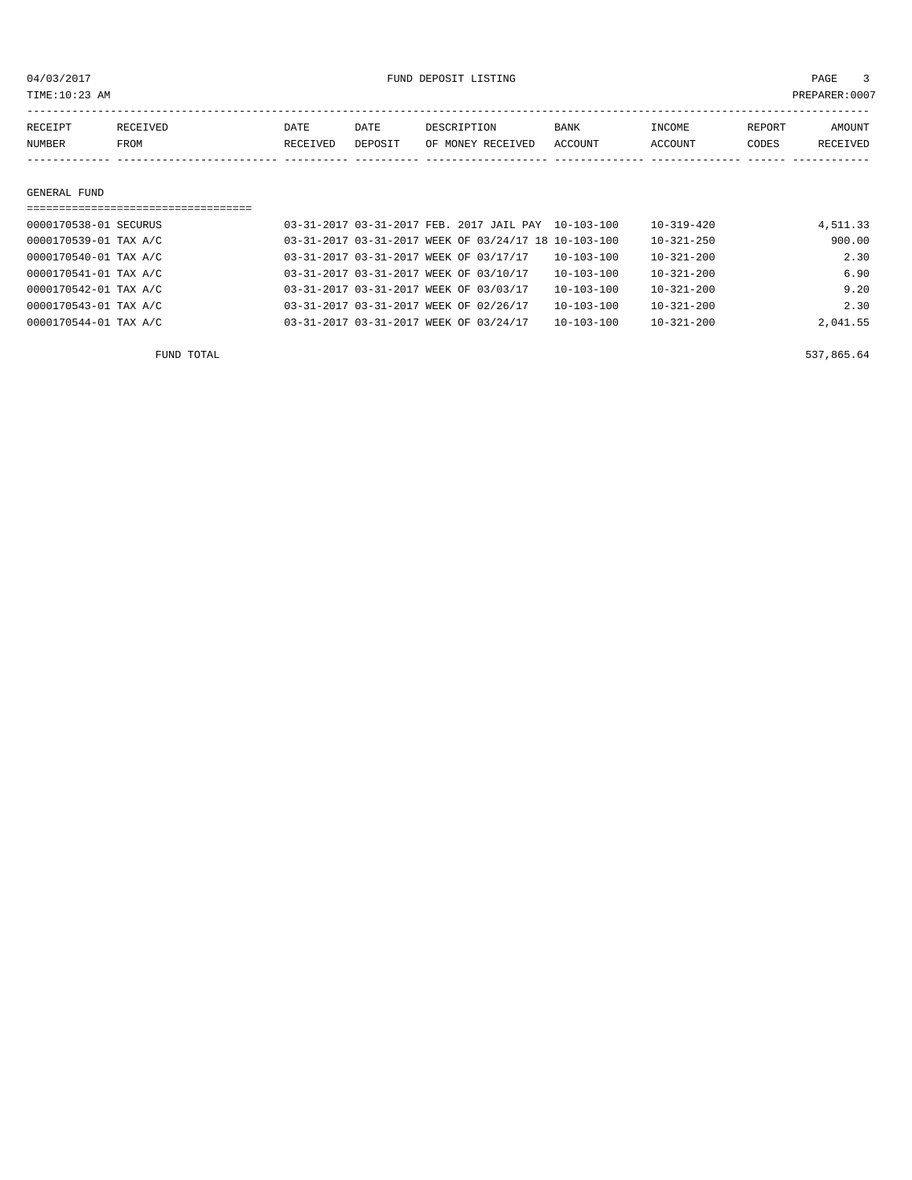04/03/2017 FUND DEPOSIT LISTING
TIME:10:23 AM PREPARER:0007

| RECEIPT NUMBER | RECEIVED FROM | DATE RECEIVED | DATE DEPOSIT | DESCRIPTION OF MONEY RECEIVED | BANK ACCOUNT | INCOME ACCOUNT | REPORT CODES | AMOUNT RECEIVED |
|---|---|---|---|---|---|---|---|---|
| **GENERAL FUND** | | | | | | | | |
| 0000170538-01 | SECURUS | 03-31-2017 | 03-31-2017 | FEB. 2017 JAIL PAY | 10-103-100 | 10-319-420 | | 4,511.33 |
| 0000170539-01 | TAX A/C | 03-31-2017 | 03-31-2017 | WEEK OF 03/24/17 18 | 10-103-100 | 10-321-250 | | 900.00 |
| 0000170540-01 | TAX A/C | 03-31-2017 | 03-31-2017 | WEEK OF 03/17/17 | 10-103-100 | 10-321-200 | | 2.30 |
| 0000170541-01 | TAX A/C | 03-31-2017 | 03-31-2017 | WEEK OF 03/10/17 | 10-103-100 | 10-321-200 | | 6.90 |
| 0000170542-01 | TAX A/C | 03-31-2017 | 03-31-2017 | WEEK OF 03/03/17 | 10-103-100 | 10-321-200 | | 9.20 |
| 0000170543-01 | TAX A/C | 03-31-2017 | 03-31-2017 | WEEK OF 02/26/17 | 10-103-100 | 10-321-200 | | 2.30 |
| 0000170544-01 | TAX A/C | 03-31-2017 | 03-31-2017 | WEEK OF 03/24/17 | 10-103-100 | 10-321-200 | | 2,041.55 |
| | FUND TOTAL | | | | | | | 537,865.64 |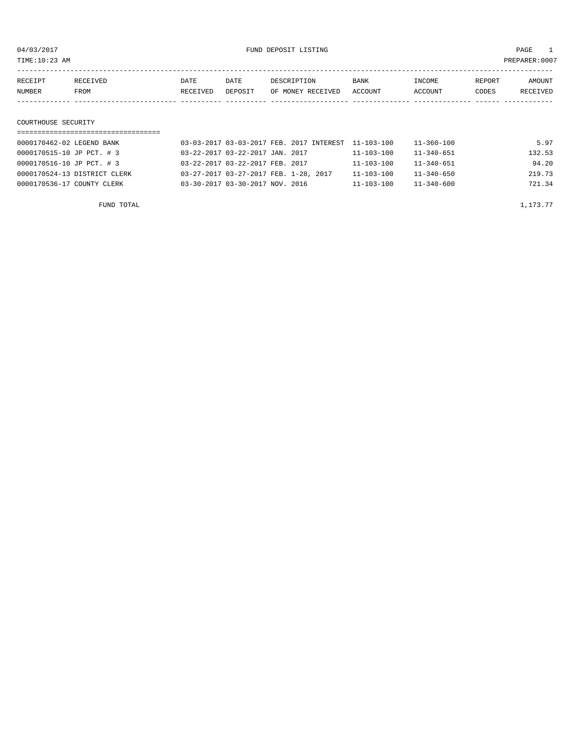# FUND DEPOSIT LISTING

04/03/2017
TIME:10:23 AM
PREPARER:0007

## COURTHOUSE SECURITY

| RECEIPT NUMBER | RECEIVED FROM | DATE RECEIVED | DATE DEPOSIT | DESCRIPTION OF MONEY RECEIVED | BANK ACCOUNT | INCOME ACCOUNT | REPORT CODES | AMOUNT RECEIVED |
|---|---|---|---|---|---|---|---|---|
| 0000170462-02 | LEGEND BANK | 03-03-2017 | 03-03-2017 | FEB. 2017 INTEREST | 11-103-100 | 11-360-100 | | 5.97 |
| 0000170515-10 | JP PCT. # 3 | 03-22-2017 | 03-22-2017 | JAN. 2017 | 11-103-100 | 11-340-651 | | 132.53 |
| 0000170516-10 | JP PCT. # 3 | 03-22-2017 | 03-22-2017 | FEB. 2017 | 11-103-100 | 11-340-651 | | 94.20 |
| 0000170524-13 | DISTRICT CLERK | 03-27-2017 | 03-27-2017 | FEB. 1-28, 2017 | 11-103-100 | 11-340-650 | | 219.73 |
| 0000170536-17 | COUNTY CLERK | 03-30-2017 | 03-30-2017 | NOV. 2016 | 11-103-100 | 11-340-600 | | 721.34 |

FUND TOTAL 1,173.77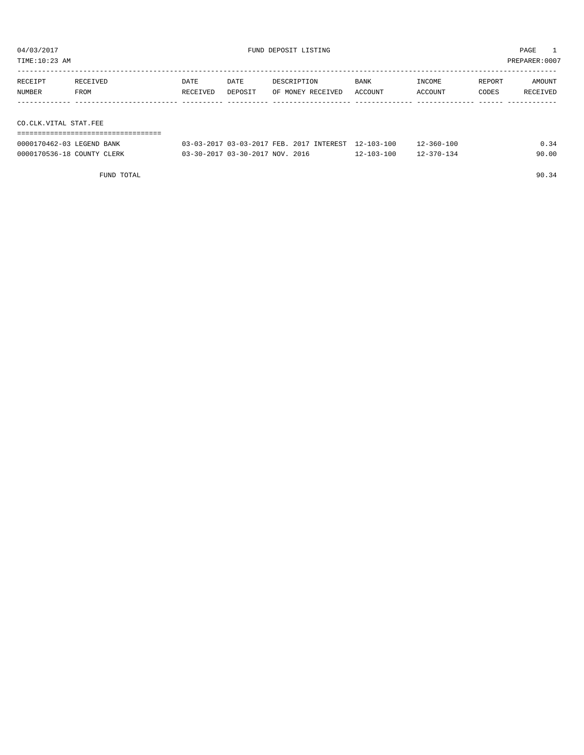04/03/2017 FUND DEPOSIT LISTING PAGE 1

TIME:10:23 AM PREPARER:0007

| RECEIPT NUMBER | RECEIVED FROM | DATE RECEIVED | DATE DEPOSIT | DESCRIPTION OF MONEY RECEIVED | BANK ACCOUNT | INCOME ACCOUNT | REPORT CODES | AMOUNT RECEIVED |
|---|---|---|---|---|---|---|---|---|
| **CO.CLK.VITAL STAT.FEE** | | | | | | | | |
| 0000170462-03 | LEGEND BANK | 03-03-2017 | 03-03-2017 | FEB. 2017 INTEREST | 12-103-100 | 12-360-100 | | 0.34 |
| 0000170536-18 | COUNTY CLERK | 03-30-2017 | 03-30-2017 | NOV. 2016 | 12-103-100 | 12-370-134 | | 90.00 |
| | FUND TOTAL | | | | | | | 90.34 |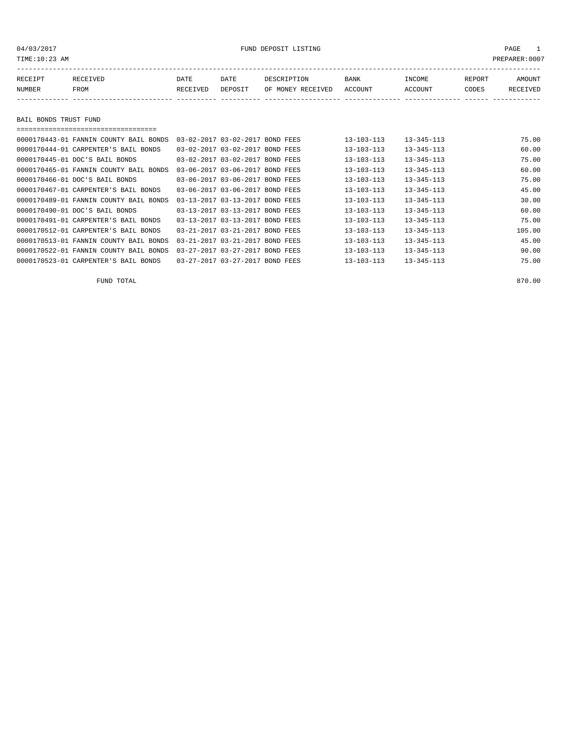04/03/2017 FUND DEPOSIT LISTING

TIME:10:23 AM PREPARER:0007

| RECEIPT NUMBER | RECEIVED FROM | DATE RECEIVED | DATE DEPOSIT | DESCRIPTION OF MONEY RECEIVED | BANK ACCOUNT | INCOME ACCOUNT | REPORT CODES | AMOUNT RECEIVED |
|---|---|---|---|---|---|---|---|---|

## BAIL BONDS TRUST FUND

| RECEIPT NUMBER | RECEIVED FROM | DATE RECEIVED | DATE DEPOSIT | DESCRIPTION OF MONEY RECEIVED | BANK ACCOUNT | INCOME ACCOUNT | REPORT CODES | AMOUNT RECEIVED |
|---|---|---|---|---|---|---|---|---|
| 0000170443-01 | FANNIN COUNTY BAIL BONDS | 03-02-2017 | 03-02-2017 | BOND FEES | 13-103-113 | 13-345-113 | | 75.00 |
| 0000170444-01 | CARPENTER'S BAIL BONDS | 03-02-2017 | 03-02-2017 | BOND FEES | 13-103-113 | 13-345-113 | | 60.00 |
| 0000170445-01 | DOC'S BAIL BONDS | 03-02-2017 | 03-02-2017 | BOND FEES | 13-103-113 | 13-345-113 | | 75.00 |
| 0000170465-01 | FANNIN COUNTY BAIL BONDS | 03-06-2017 | 03-06-2017 | BOND FEES | 13-103-113 | 13-345-113 | | 60.00 |
| 0000170466-01 | DOC'S BAIL BONDS | 03-06-2017 | 03-06-2017 | BOND FEES | 13-103-113 | 13-345-113 | | 75.00 |
| 0000170467-01 | CARPENTER'S BAIL BONDS | 03-06-2017 | 03-06-2017 | BOND FEES | 13-103-113 | 13-345-113 | | 45.00 |
| 0000170489-01 | FANNIN COUNTY BAIL BONDS | 03-13-2017 | 03-13-2017 | BOND FEES | 13-103-113 | 13-345-113 | | 30.00 |
| 0000170490-01 | DOC'S BAIL BONDS | 03-13-2017 | 03-13-2017 | BOND FEES | 13-103-113 | 13-345-113 | | 60.00 |
| 0000170491-01 | CARPENTER'S BAIL BONDS | 03-13-2017 | 03-13-2017 | BOND FEES | 13-103-113 | 13-345-113 | | 75.00 |
| 0000170512-01 | CARPENTER'S BAIL BONDS | 03-21-2017 | 03-21-2017 | BOND FEES | 13-103-113 | 13-345-113 | | 105.00 |
| 0000170513-01 | FANNIN COUNTY BAIL BONDS | 03-21-2017 | 03-21-2017 | BOND FEES | 13-103-113 | 13-345-113 | | 45.00 |
| 0000170522-01 | FANNIN COUNTY BAIL BONDS | 03-27-2017 | 03-27-2017 | BOND FEES | 13-103-113 | 13-345-113 | | 90.00 |
| 0000170523-01 | CARPENTER'S BAIL BONDS | 03-27-2017 | 03-27-2017 | BOND FEES | 13-103-113 | 13-345-113 | | 75.00 |

FUND TOTAL 870.00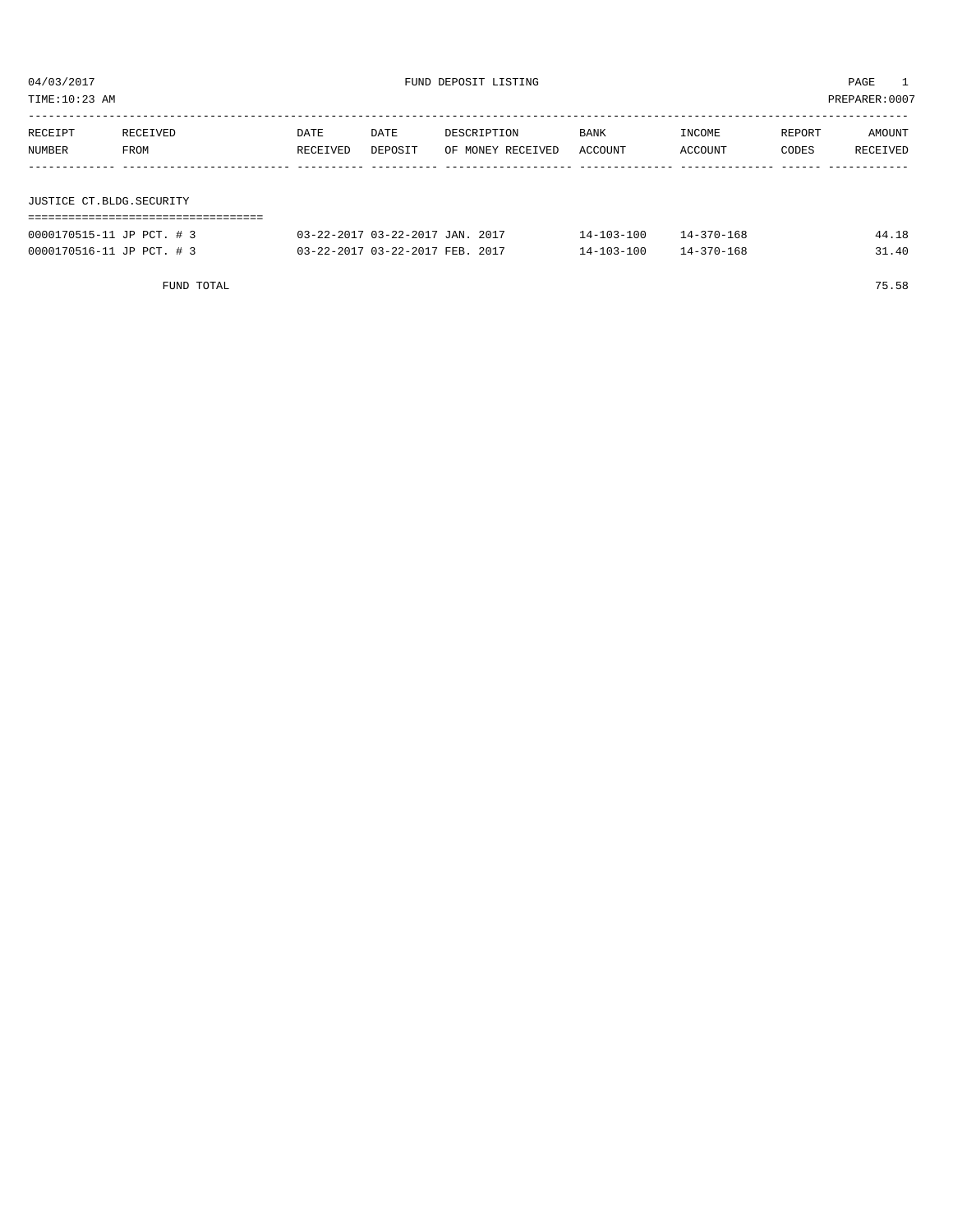04/03/2017 FUND DEPOSIT LISTING PAGE 1

TIME:10:23 AM PREPARER:0007

| RECEIPT NUMBER | RECEIVED FROM | DATE RECEIVED | DATE DEPOSIT | DESCRIPTION OF MONEY RECEIVED | BANK ACCOUNT | INCOME ACCOUNT | REPORT CODES | AMOUNT RECEIVED |
|---|---|---|---|---|---|---|---|---|

## JUSTICE CT.BLDG.SECURITY

| RECEIPT NUMBER | RECEIVED FROM | DATE RECEIVED | DATE DEPOSIT | DESCRIPTION OF MONEY RECEIVED | BANK ACCOUNT | INCOME ACCOUNT | REPORT CODES | AMOUNT RECEIVED |
|---|---|---|---|---|---|---|---|---|
| 0000170515-11 | JP PCT. # 3 | 03-22-2017 | 03-22-2017 | JAN. 2017 | 14-103-100 | 14-370-168 | | 44.18 |
| 0000170516-11 | JP PCT. # 3 | 03-22-2017 | 03-22-2017 | FEB. 2017 | 14-103-100 | 14-370-168 | | 31.40 |
| | FUND TOTAL | | | | | | | 75.58 |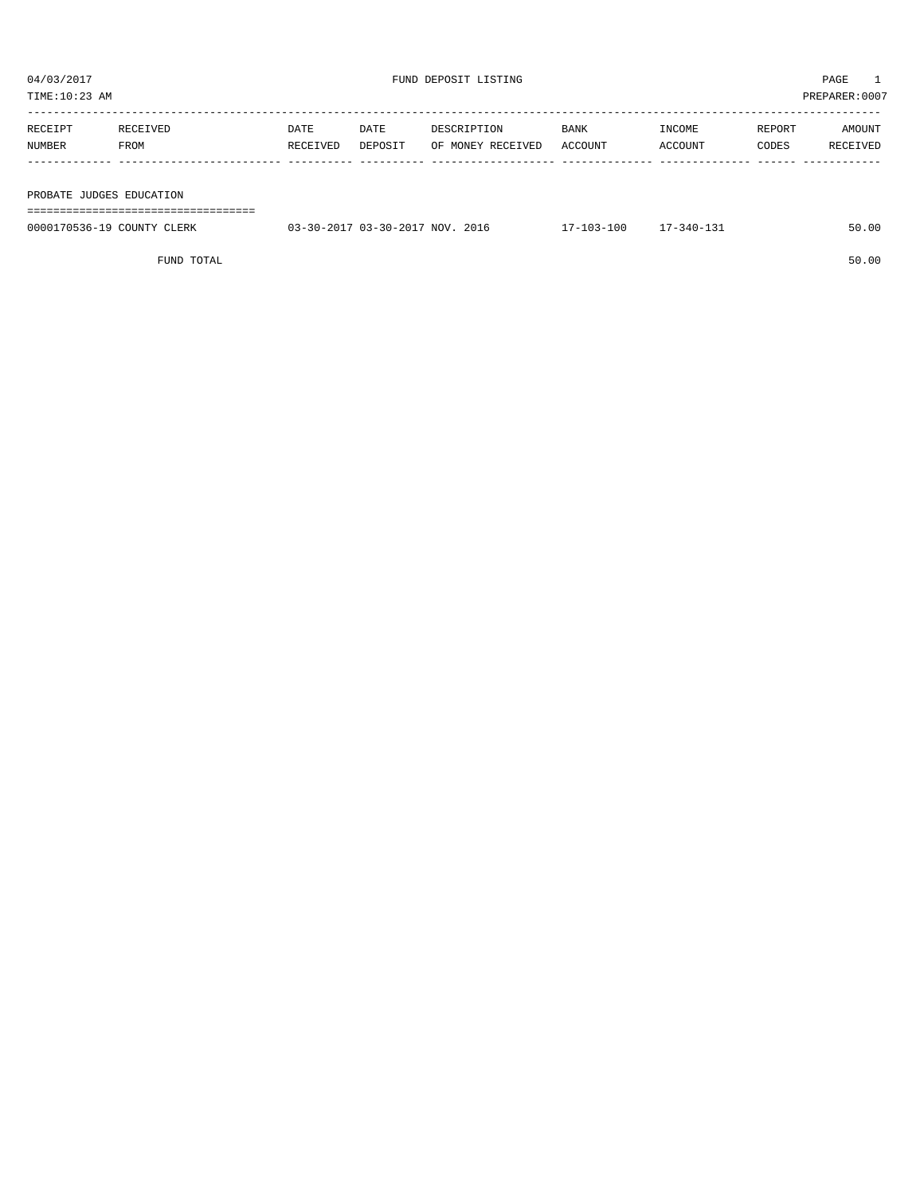04/03/2017 FUND DEPOSIT LISTING

TIME:10:23 AM PREPARER:0007

| RECEIPT NUMBER | RECEIVED FROM | DATE RECEIVED | DATE DEPOSIT | DESCRIPTION OF MONEY RECEIVED | BANK ACCOUNT | INCOME ACCOUNT | REPORT CODES | AMOUNT RECEIVED |
|---|---|---|---|---|---|---|---|---|
| **PROBATE JUDGES EDUCATION** | | | | | | | | |
| 0000170536-19 | COUNTY CLERK | 03-30-2017 | 03-30-2017 | NOV. 2016 | 17-103-100 | 17-340-131 | | 50.00 |
| | FUND TOTAL | | | | | | | 50.00 |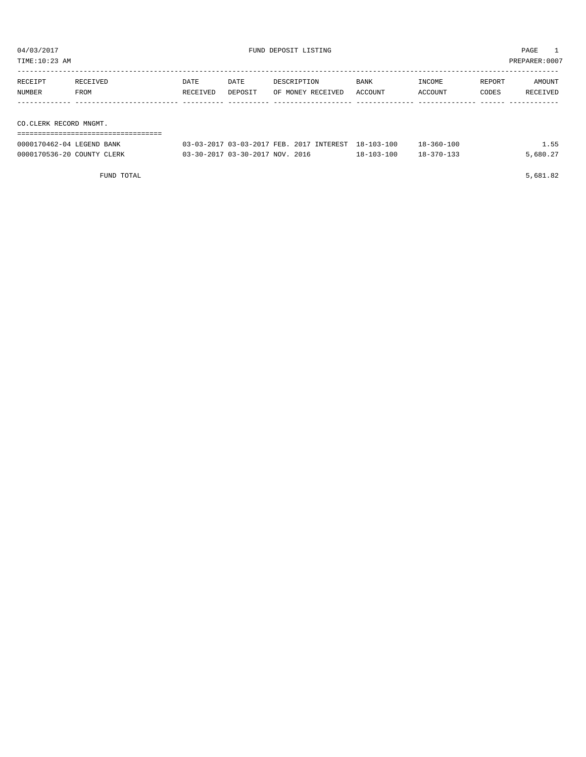# FUND DEPOSIT LISTING

04/03/2017
TIME:10:23 AM
PREPARER:0007

| RECEIPT NUMBER | RECEIVED FROM | DATE RECEIVED | DATE DEPOSIT | DESCRIPTION OF MONEY RECEIVED | BANK ACCOUNT | INCOME ACCOUNT | REPORT CODES | AMOUNT RECEIVED |
|---|---|---|---|---|---|---|---|---|
| **CO.CLERK RECORD MNGMT.** | | | | | | | | |
| 0000170462-04 | LEGEND BANK | 03-03-2017 | 03-03-2017 | FEB. 2017 INTEREST | 18-103-100 | 18-360-100 | | 1.55 |
| 0000170536-20 | COUNTY CLERK | 03-30-2017 | 03-30-2017 | NOV. 2016 | 18-103-100 | 18-370-133 | | 5,680.27 |
| | FUND TOTAL | | | | | | | 5,681.82 |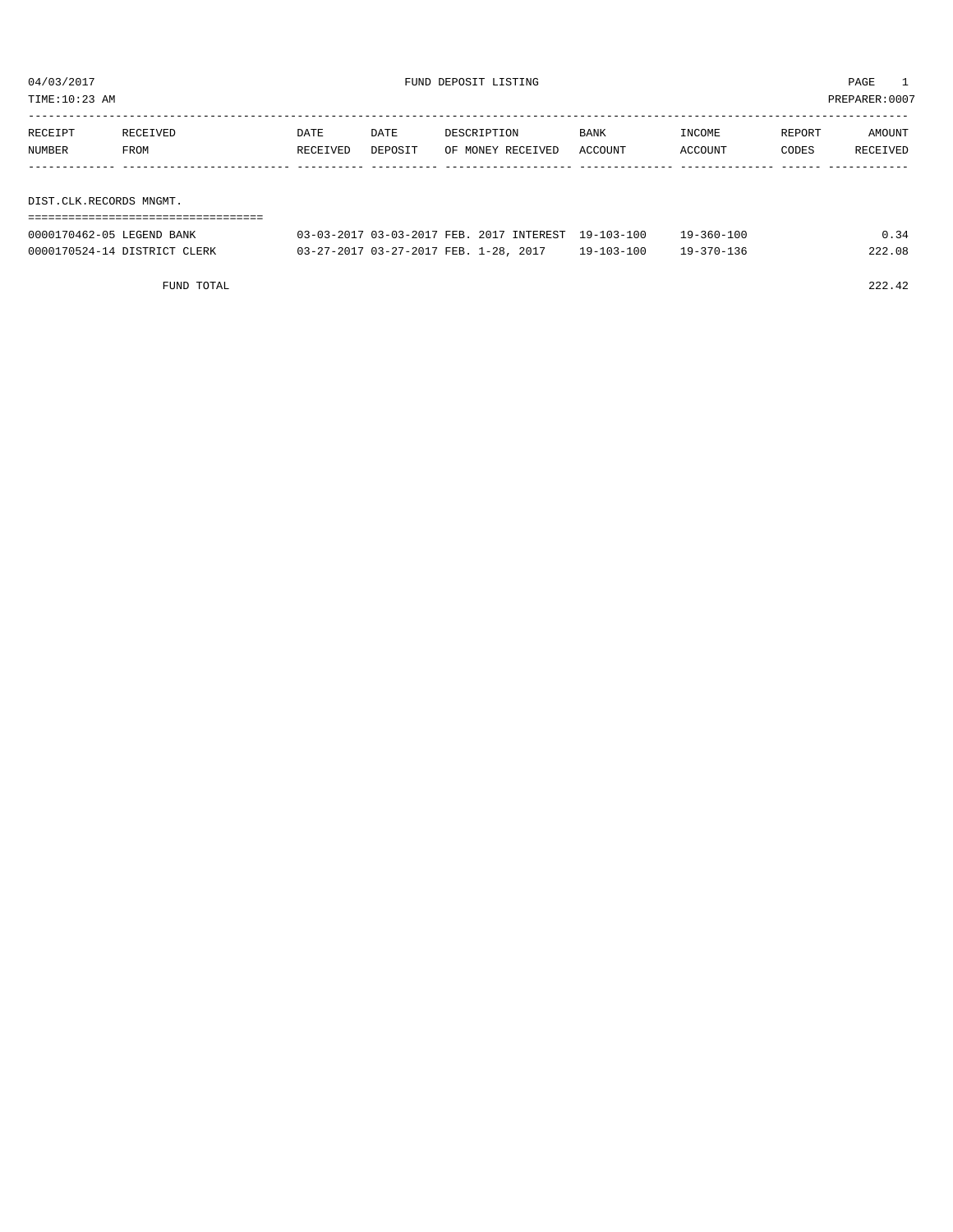04/03/2017 FUND DEPOSIT LISTING PAGE 1

TIME:10:23 AM PREPARER:0007

| RECEIPT NUMBER | RECEIVED FROM | DATE RECEIVED | DATE DEPOSIT | DESCRIPTION OF MONEY RECEIVED | BANK ACCOUNT | INCOME ACCOUNT | REPORT CODES | AMOUNT RECEIVED |
|---|---|---|---|---|---|---|---|---|
| **DIST.CLK.RECORDS MNGMT.** | | | | | | | | |
| 0000170462-05 | LEGEND BANK | 03-03-2017 | 03-03-2017 | FEB. 2017 INTEREST | 19-103-100 | 19-360-100 | | 0.34 |
| 0000170524-14 | DISTRICT CLERK | 03-27-2017 | 03-27-2017 | FEB. 1-28, 2017 | 19-103-100 | 19-370-136 | | 222.08 |
| | FUND TOTAL | | | | | | | 222.42 |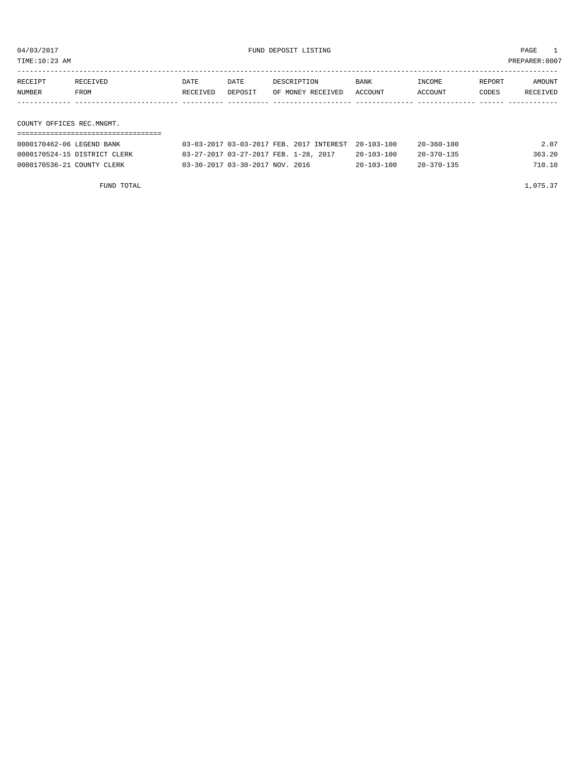04/03/2017 FUND DEPOSIT LISTING PAGE 1

TIME:10:23 AM PREPARER:0007

| RECEIPT NUMBER | RECEIVED FROM | DATE RECEIVED | DATE DEPOSIT | DESCRIPTION OF MONEY RECEIVED | BANK ACCOUNT | INCOME ACCOUNT | REPORT CODES | AMOUNT RECEIVED |
|---|---|---|---|---|---|---|---|---|
| COUNTY OFFICES REC.MNGMT. | | | | | | | | |
| 0000170462-06 | LEGEND BANK | 03-03-2017 | 03-03-2017 | FEB. 2017 INTEREST | 20-103-100 | 20-360-100 | | 2.07 |
| 0000170524-15 | DISTRICT CLERK | 03-27-2017 | 03-27-2017 | FEB. 1-28, 2017 | 20-103-100 | 20-370-135 | | 363.20 |
| 0000170536-21 | COUNTY CLERK | 03-30-2017 | 03-30-2017 | NOV. 2016 | 20-103-100 | 20-370-135 | | 710.10 |
| | FUND TOTAL | | | | | | | 1,075.37 |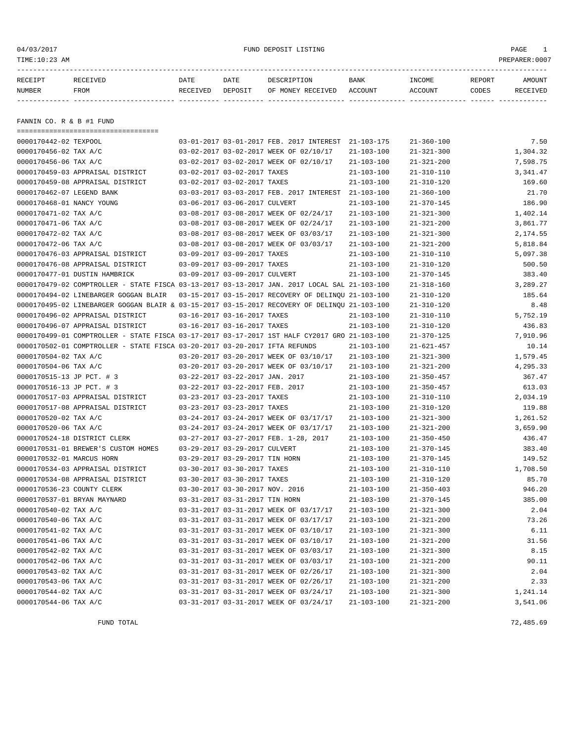04/03/2017 FUND DEPOSIT LISTING

TIME:10:23 AM PREPARER:0007

| RECEIPT NUMBER | RECEIVED FROM | DATE RECEIVED | DATE DEPOSIT | DESCRIPTION OF MONEY RECEIVED | BANK ACCOUNT | INCOME ACCOUNT | REPORT CODES | AMOUNT RECEIVED |
|---|---|---|---|---|---|---|---|---|

## FANNIN CO. R & B #1 FUND

| RECEIPT NUMBER | RECEIVED FROM | DATE RECEIVED | DATE DEPOSIT | DESCRIPTION OF MONEY RECEIVED | BANK ACCOUNT | INCOME ACCOUNT | REPORT CODES | AMOUNT RECEIVED |
|---|---|---|---|---|---|---|---|---|
| 0000170442-02 | TEXPOOL | 03-01-2017 | 03-01-2017 | FEB. 2017 INTEREST | 21-103-175 | 21-360-100 | | 7.50 |
| 0000170456-02 | TAX A/C | 03-02-2017 | 03-02-2017 | WEEK OF 02/10/17 | 21-103-100 | 21-321-300 | | 1,304.32 |
| 0000170456-06 | TAX A/C | 03-02-2017 | 03-02-2017 | WEEK OF 02/10/17 | 21-103-100 | 21-321-200 | | 7,598.75 |
| 0000170459-03 | APPRAISAL DISTRICT | 03-02-2017 | 03-02-2017 | TAXES | 21-103-100 | 21-310-110 | | 3,341.47 |
| 0000170459-08 | APPRAISAL DISTRICT | 03-02-2017 | 03-02-2017 | TAXES | 21-103-100 | 21-310-120 | | 169.60 |
| 0000170462-07 | LEGEND BANK | 03-03-2017 | 03-03-2017 | FEB. 2017 INTEREST | 21-103-100 | 21-360-100 | | 21.70 |
| 0000170468-01 | NANCY YOUNG | 03-06-2017 | 03-06-2017 | CULVERT | 21-103-100 | 21-370-145 | | 186.90 |
| 0000170471-02 | TAX A/C | 03-08-2017 | 03-08-2017 | WEEK OF 02/24/17 | 21-103-100 | 21-321-300 | | 1,402.14 |
| 0000170471-06 | TAX A/C | 03-08-2017 | 03-08-2017 | WEEK OF 02/24/17 | 21-103-100 | 21-321-200 | | 3,861.77 |
| 0000170472-02 | TAX A/C | 03-08-2017 | 03-08-2017 | WEEK OF 03/03/17 | 21-103-100 | 21-321-300 | | 2,174.55 |
| 0000170472-06 | TAX A/C | 03-08-2017 | 03-08-2017 | WEEK OF 03/03/17 | 21-103-100 | 21-321-200 | | 5,818.84 |
| 0000170476-03 | APPRAISAL DISTRICT | 03-09-2017 | 03-09-2017 | TAXES | 21-103-100 | 21-310-110 | | 5,097.38 |
| 0000170476-08 | APPRAISAL DISTRICT | 03-09-2017 | 03-09-2017 | TAXES | 21-103-100 | 21-310-120 | | 500.50 |
| 0000170477-01 | DUSTIN HAMBRICK | 03-09-2017 | 03-09-2017 | CULVERT | 21-103-100 | 21-370-145 | | 383.40 |
| 0000170479-02 | COMPTROLLER - STATE FISCA | 03-13-2017 | 03-13-2017 | JAN. 2017 LOCAL SAL | 21-103-100 | 21-318-160 | | 3,289.27 |
| 0000170494-02 | LINEBARGER GOGGAN BLAIR | 03-15-2017 | 03-15-2017 | RECOVERY OF DELINQU | 21-103-100 | 21-310-120 | | 185.64 |
| 0000170495-02 | LINEBARGER GOGGAN BLAIR & | 03-15-2017 | 03-15-2017 | RECOVERY OF DELINQU | 21-103-100 | 21-310-120 | | 8.48 |
| 0000170496-02 | APPRAISAL DISTRICT | 03-16-2017 | 03-16-2017 | TAXES | 21-103-100 | 21-310-110 | | 5,752.19 |
| 0000170496-07 | APPRAISAL DISTRICT | 03-16-2017 | 03-16-2017 | TAXES | 21-103-100 | 21-310-120 | | 436.83 |
| 0000170499-01 | COMPTROLLER - STATE FISCA | 03-17-2017 | 03-17-2017 | 1ST HALF CY2017 GRO | 21-103-100 | 21-370-125 | | 7,910.96 |
| 0000170502-01 | COMPTROLLER - STATE FISCA | 03-20-2017 | 03-20-2017 | IFTA REFUNDS | 21-103-100 | 21-621-457 | | 10.14 |
| 0000170504-02 | TAX A/C | 03-20-2017 | 03-20-2017 | WEEK OF 03/10/17 | 21-103-100 | 21-321-300 | | 1,579.45 |
| 0000170504-06 | TAX A/C | 03-20-2017 | 03-20-2017 | WEEK OF 03/10/17 | 21-103-100 | 21-321-200 | | 4,295.33 |
| 0000170515-13 | JP PCT. # 3 | 03-22-2017 | 03-22-2017 | JAN. 2017 | 21-103-100 | 21-350-457 | | 367.47 |
| 0000170516-13 | JP PCT. # 3 | 03-22-2017 | 03-22-2017 | FEB. 2017 | 21-103-100 | 21-350-457 | | 613.03 |
| 0000170517-03 | APPRAISAL DISTRICT | 03-23-2017 | 03-23-2017 | TAXES | 21-103-100 | 21-310-110 | | 2,034.19 |
| 0000170517-08 | APPRAISAL DISTRICT | 03-23-2017 | 03-23-2017 | TAXES | 21-103-100 | 21-310-120 | | 119.88 |
| 0000170520-02 | TAX A/C | 03-24-2017 | 03-24-2017 | WEEK OF 03/17/17 | 21-103-100 | 21-321-300 | | 1,261.52 |
| 0000170520-06 | TAX A/C | 03-24-2017 | 03-24-2017 | WEEK OF 03/17/17 | 21-103-100 | 21-321-200 | | 3,659.90 |
| 0000170524-18 | DISTRICT CLERK | 03-27-2017 | 03-27-2017 | FEB. 1-28, 2017 | 21-103-100 | 21-350-450 | | 436.47 |
| 0000170531-01 | BREWER'S CUSTOM HOMES | 03-29-2017 | 03-29-2017 | CULVERT | 21-103-100 | 21-370-145 | | 383.40 |
| 0000170532-01 | MARCUS HORN | 03-29-2017 | 03-29-2017 | TIN HORN | 21-103-100 | 21-370-145 | | 149.52 |
| 0000170534-03 | APPRAISAL DISTRICT | 03-30-2017 | 03-30-2017 | TAXES | 21-103-100 | 21-310-110 | | 1,708.50 |
| 0000170534-08 | APPRAISAL DISTRICT | 03-30-2017 | 03-30-2017 | TAXES | 21-103-100 | 21-310-120 | | 85.70 |
| 0000170536-23 | COUNTY CLERK | 03-30-2017 | 03-30-2017 | NOV. 2016 | 21-103-100 | 21-350-403 | | 946.20 |
| 0000170537-01 | BRYAN MAYNARD | 03-31-2017 | 03-31-2017 | TIN HORN | 21-103-100 | 21-370-145 | | 385.00 |
| 0000170540-02 | TAX A/C | 03-31-2017 | 03-31-2017 | WEEK OF 03/17/17 | 21-103-100 | 21-321-300 | | 2.04 |
| 0000170540-06 | TAX A/C | 03-31-2017 | 03-31-2017 | WEEK OF 03/17/17 | 21-103-100 | 21-321-200 | | 73.26 |
| 0000170541-02 | TAX A/C | 03-31-2017 | 03-31-2017 | WEEK OF 03/10/17 | 21-103-100 | 21-321-300 | | 6.11 |
| 0000170541-06 | TAX A/C | 03-31-2017 | 03-31-2017 | WEEK OF 03/10/17 | 21-103-100 | 21-321-200 | | 31.56 |
| 0000170542-02 | TAX A/C | 03-31-2017 | 03-31-2017 | WEEK OF 03/03/17 | 21-103-100 | 21-321-300 | | 8.15 |
| 0000170542-06 | TAX A/C | 03-31-2017 | 03-31-2017 | WEEK OF 03/03/17 | 21-103-100 | 21-321-200 | | 90.11 |
| 0000170543-02 | TAX A/C | 03-31-2017 | 03-31-2017 | WEEK OF 02/26/17 | 21-103-100 | 21-321-300 | | 2.04 |
| 0000170543-06 | TAX A/C | 03-31-2017 | 03-31-2017 | WEEK OF 02/26/17 | 21-103-100 | 21-321-200 | | 2.33 |
| 0000170544-02 | TAX A/C | 03-31-2017 | 03-31-2017 | WEEK OF 03/24/17 | 21-103-100 | 21-321-300 | | 1,241.14 |
| 0000170544-06 | TAX A/C | 03-31-2017 | 03-31-2017 | WEEK OF 03/24/17 | 21-103-100 | 21-321-200 | | 3,541.06 |

FUND TOTAL 72,485.69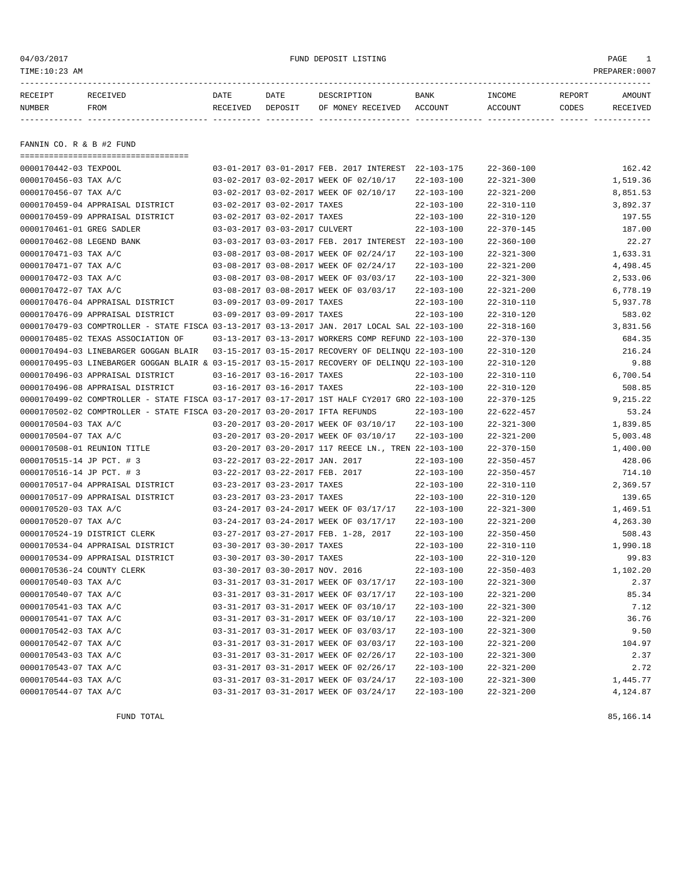FUND DEPOSIT LISTING

TIME:10:23 AM

PREPARER:0007

04/03/2017

| RECEIPT NUMBER | RECEIVED FROM | DATE RECEIVED | DATE DEPOSIT | DESCRIPTION OF MONEY RECEIVED | BANK ACCOUNT | INCOME ACCOUNT | REPORT CODES | AMOUNT RECEIVED |
|---|---|---|---|---|---|---|---|---|
| **FANNIN CO. R & B #2 FUND** | | | | | | | | |
| 0000170442-03 | TEXPOOL | 03-01-2017 | 03-01-2017 | FEB. 2017 INTEREST | 22-103-175 | 22-360-100 | | 162.42 |
| 0000170456-03 | TAX A/C | 03-02-2017 | 03-02-2017 | WEEK OF 02/10/17 | 22-103-100 | 22-321-300 | | 1,519.36 |
| 0000170456-07 | TAX A/C | 03-02-2017 | 03-02-2017 | WEEK OF 02/10/17 | 22-103-100 | 22-321-200 | | 8,851.53 |
| 0000170459-04 | APPRAISAL DISTRICT | 03-02-2017 | 03-02-2017 | TAXES | 22-103-100 | 22-310-110 | | 3,892.37 |
| 0000170459-09 | APPRAISAL DISTRICT | 03-02-2017 | 03-02-2017 | TAXES | 22-103-100 | 22-310-120 | | 197.55 |
| 0000170461-01 | GREG SADLER | 03-03-2017 | 03-03-2017 | CULVERT | 22-103-100 | 22-370-145 | | 187.00 |
| 0000170462-08 | LEGEND BANK | 03-03-2017 | 03-03-2017 | FEB. 2017 INTEREST | 22-103-100 | 22-360-100 | | 22.27 |
| 0000170471-03 | TAX A/C | 03-08-2017 | 03-08-2017 | WEEK OF 02/24/17 | 22-103-100 | 22-321-300 | | 1,633.31 |
| 0000170471-07 | TAX A/C | 03-08-2017 | 03-08-2017 | WEEK OF 02/24/17 | 22-103-100 | 22-321-200 | | 4,498.45 |
| 0000170472-03 | TAX A/C | 03-08-2017 | 03-08-2017 | WEEK OF 03/03/17 | 22-103-100 | 22-321-300 | | 2,533.06 |
| 0000170472-07 | TAX A/C | 03-08-2017 | 03-08-2017 | WEEK OF 03/03/17 | 22-103-100 | 22-321-200 | | 6,778.19 |
| 0000170476-04 | APPRAISAL DISTRICT | 03-09-2017 | 03-09-2017 | TAXES | 22-103-100 | 22-310-110 | | 5,937.78 |
| 0000170476-09 | APPRAISAL DISTRICT | 03-09-2017 | 03-09-2017 | TAXES | 22-103-100 | 22-310-120 | | 583.02 |
| 0000170479-03 | COMPTROLLER - STATE FISCA | 03-13-2017 | 03-13-2017 | JAN. 2017 LOCAL SAL | 22-103-100 | 22-318-160 | | 3,831.56 |
| 0000170485-02 | TEXAS ASSOCIATION OF | 03-13-2017 | 03-13-2017 | WORKERS COMP REFUND | 22-103-100 | 22-370-130 | | 684.35 |
| 0000170494-03 | LINEBARGER GOGGAN BLAIR | 03-15-2017 | 03-15-2017 | RECOVERY OF DELINQU | 22-103-100 | 22-310-120 | | 216.24 |
| 0000170495-03 | LINEBARGER GOGGAN BLAIR & | 03-15-2017 | 03-15-2017 | RECOVERY OF DELINQU | 22-103-100 | 22-310-120 | | 9.88 |
| 0000170496-03 | APPRAISAL DISTRICT | 03-16-2017 | 03-16-2017 | TAXES | 22-103-100 | 22-310-110 | | 6,700.54 |
| 0000170496-08 | APPRAISAL DISTRICT | 03-16-2017 | 03-16-2017 | TAXES | 22-103-100 | 22-310-120 | | 508.85 |
| 0000170499-02 | COMPTROLLER - STATE FISCA | 03-17-2017 | 03-17-2017 | 1ST HALF CY2017 GRO | 22-103-100 | 22-370-125 | | 9,215.22 |
| 0000170502-02 | COMPTROLLER - STATE FISCA | 03-20-2017 | 03-20-2017 | IFTA REFUNDS | 22-103-100 | 22-622-457 | | 53.24 |
| 0000170504-03 | TAX A/C | 03-20-2017 | 03-20-2017 | WEEK OF 03/10/17 | 22-103-100 | 22-321-300 | | 1,839.85 |
| 0000170504-07 | TAX A/C | 03-20-2017 | 03-20-2017 | WEEK OF 03/10/17 | 22-103-100 | 22-321-200 | | 5,003.48 |
| 0000170508-01 | REUNION TITLE | 03-20-2017 | 03-20-2017 | 117 REECE LN., TREN | 22-103-100 | 22-370-150 | | 1,400.00 |
| 0000170515-14 | JP PCT. # 3 | 03-22-2017 | 03-22-2017 | JAN. 2017 | 22-103-100 | 22-350-457 | | 428.06 |
| 0000170516-14 | JP PCT. # 3 | 03-22-2017 | 03-22-2017 | FEB. 2017 | 22-103-100 | 22-350-457 | | 714.10 |
| 0000170517-04 | APPRAISAL DISTRICT | 03-23-2017 | 03-23-2017 | TAXES | 22-103-100 | 22-310-110 | | 2,369.57 |
| 0000170517-09 | APPRAISAL DISTRICT | 03-23-2017 | 03-23-2017 | TAXES | 22-103-100 | 22-310-120 | | 139.65 |
| 0000170520-03 | TAX A/C | 03-24-2017 | 03-24-2017 | WEEK OF 03/17/17 | 22-103-100 | 22-321-300 | | 1,469.51 |
| 0000170520-07 | TAX A/C | 03-24-2017 | 03-24-2017 | WEEK OF 03/17/17 | 22-103-100 | 22-321-200 | | 4,263.30 |
| 0000170524-19 | DISTRICT CLERK | 03-27-2017 | 03-27-2017 | FEB. 1-28, 2017 | 22-103-100 | 22-350-450 | | 508.43 |
| 0000170534-04 | APPRAISAL DISTRICT | 03-30-2017 | 03-30-2017 | TAXES | 22-103-100 | 22-310-110 | | 1,990.18 |
| 0000170534-09 | APPRAISAL DISTRICT | 03-30-2017 | 03-30-2017 | TAXES | 22-103-100 | 22-310-120 | | 99.83 |
| 0000170536-24 | COUNTY CLERK | 03-30-2017 | 03-30-2017 | NOV. 2016 | 22-103-100 | 22-350-403 | | 1,102.20 |
| 0000170540-03 | TAX A/C | 03-31-2017 | 03-31-2017 | WEEK OF 03/17/17 | 22-103-100 | 22-321-300 | | 2.37 |
| 0000170540-07 | TAX A/C | 03-31-2017 | 03-31-2017 | WEEK OF 03/17/17 | 22-103-100 | 22-321-200 | | 85.34 |
| 0000170541-03 | TAX A/C | 03-31-2017 | 03-31-2017 | WEEK OF 03/10/17 | 22-103-100 | 22-321-300 | | 7.12 |
| 0000170541-07 | TAX A/C | 03-31-2017 | 03-31-2017 | WEEK OF 03/10/17 | 22-103-100 | 22-321-200 | | 36.76 |
| 0000170542-03 | TAX A/C | 03-31-2017 | 03-31-2017 | WEEK OF 03/03/17 | 22-103-100 | 22-321-300 | | 9.50 |
| 0000170542-07 | TAX A/C | 03-31-2017 | 03-31-2017 | WEEK OF 03/03/17 | 22-103-100 | 22-321-200 | | 104.97 |
| 0000170543-03 | TAX A/C | 03-31-2017 | 03-31-2017 | WEEK OF 02/26/17 | 22-103-100 | 22-321-300 | | 2.37 |
| 0000170543-07 | TAX A/C | 03-31-2017 | 03-31-2017 | WEEK OF 02/26/17 | 22-103-100 | 22-321-200 | | 2.72 |
| 0000170544-03 | TAX A/C | 03-31-2017 | 03-31-2017 | WEEK OF 03/24/17 | 22-103-100 | 22-321-300 | | 1,445.77 |
| 0000170544-07 | TAX A/C | 03-31-2017 | 03-31-2017 | WEEK OF 03/24/17 | 22-103-100 | 22-321-200 | | 4,124.87 |
| | FUND TOTAL | | | | | | | 85,166.14 |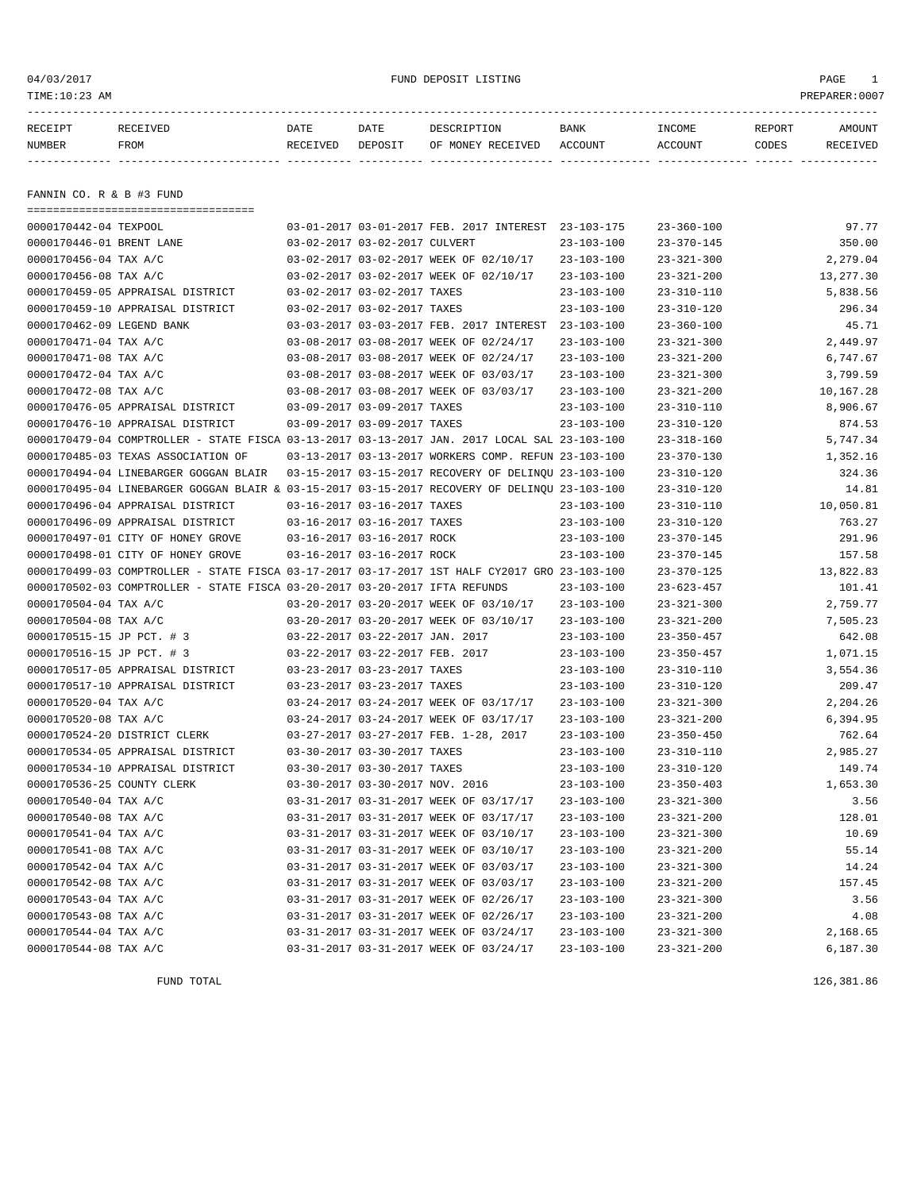FUND DEPOSIT LISTING

04/03/2017
TIME:10:23 AM
PREPARER:0007

| RECEIPT NUMBER | RECEIVED FROM | DATE RECEIVED | DATE DEPOSIT | DESCRIPTION OF MONEY RECEIVED | BANK ACCOUNT | INCOME ACCOUNT | REPORT CODES | AMOUNT RECEIVED |
|---|---|---|---|---|---|---|---|---|

## FANNIN CO. R & B #3 FUND

| RECEIPT NUMBER | RECEIVED FROM | DATE RECEIVED | DATE DEPOSIT | DESCRIPTION OF MONEY RECEIVED | BANK ACCOUNT | INCOME ACCOUNT | REPORT CODES | AMOUNT RECEIVED |
|---|---|---|---|---|---|---|---|---|
| 0000170442-04 | TEXPOOL | 03-01-2017 | 03-01-2017 | FEB. 2017 INTEREST | 23-103-175 | 23-360-100 | | 97.77 |
| 0000170446-01 | BRENT LANE | 03-02-2017 | 03-02-2017 | CULVERT | 23-103-100 | 23-370-145 | | 350.00 |
| 0000170456-04 | TAX A/C | 03-02-2017 | 03-02-2017 | WEEK OF 02/10/17 | 23-103-100 | 23-321-300 | | 2,279.04 |
| 0000170456-08 | TAX A/C | 03-02-2017 | 03-02-2017 | WEEK OF 02/10/17 | 23-103-100 | 23-321-200 | | 13,277.30 |
| 0000170459-05 | APPRAISAL DISTRICT | 03-02-2017 | 03-02-2017 | TAXES | 23-103-100 | 23-310-110 | | 5,838.56 |
| 0000170459-10 | APPRAISAL DISTRICT | 03-02-2017 | 03-02-2017 | TAXES | 23-103-100 | 23-310-120 | | 296.34 |
| 0000170462-09 | LEGEND BANK | 03-03-2017 | 03-03-2017 | FEB. 2017 INTEREST | 23-103-100 | 23-360-100 | | 45.71 |
| 0000170471-04 | TAX A/C | 03-08-2017 | 03-08-2017 | WEEK OF 02/24/17 | 23-103-100 | 23-321-300 | | 2,449.97 |
| 0000170471-08 | TAX A/C | 03-08-2017 | 03-08-2017 | WEEK OF 02/24/17 | 23-103-100 | 23-321-200 | | 6,747.67 |
| 0000170472-04 | TAX A/C | 03-08-2017 | 03-08-2017 | WEEK OF 03/03/17 | 23-103-100 | 23-321-300 | | 3,799.59 |
| 0000170472-08 | TAX A/C | 03-08-2017 | 03-08-2017 | WEEK OF 03/03/17 | 23-103-100 | 23-321-200 | | 10,167.28 |
| 0000170476-05 | APPRAISAL DISTRICT | 03-09-2017 | 03-09-2017 | TAXES | 23-103-100 | 23-310-110 | | 8,906.67 |
| 0000170476-10 | APPRAISAL DISTRICT | 03-09-2017 | 03-09-2017 | TAXES | 23-103-100 | 23-310-120 | | 874.53 |
| 0000170479-04 | COMPTROLLER - STATE FISCA | 03-13-2017 | 03-13-2017 | JAN. 2017 LOCAL SAL | 23-103-100 | 23-318-160 | | 5,747.34 |
| 0000170485-03 | TEXAS ASSOCIATION OF | 03-13-2017 | 03-13-2017 | WORKERS COMP. REFUN | 23-103-100 | 23-370-130 | | 1,352.16 |
| 0000170494-04 | LINEBARGER GOGGAN BLAIR | 03-15-2017 | 03-15-2017 | RECOVERY OF DELINQU | 23-103-100 | 23-310-120 | | 324.36 |
| 0000170495-04 | LINEBARGER GOGGAN BLAIR & | 03-15-2017 | 03-15-2017 | RECOVERY OF DELINQU | 23-103-100 | 23-310-120 | | 14.81 |
| 0000170496-04 | APPRAISAL DISTRICT | 03-16-2017 | 03-16-2017 | TAXES | 23-103-100 | 23-310-110 | | 10,050.81 |
| 0000170496-09 | APPRAISAL DISTRICT | 03-16-2017 | 03-16-2017 | TAXES | 23-103-100 | 23-310-120 | | 763.27 |
| 0000170497-01 | CITY OF HONEY GROVE | 03-16-2017 | 03-16-2017 | ROCK | 23-103-100 | 23-370-145 | | 291.96 |
| 0000170498-01 | CITY OF HONEY GROVE | 03-16-2017 | 03-16-2017 | ROCK | 23-103-100 | 23-370-145 | | 157.58 |
| 0000170499-03 | COMPTROLLER - STATE FISCA | 03-17-2017 | 03-17-2017 | 1ST HALF CY2017 GRO | 23-103-100 | 23-370-125 | | 13,822.83 |
| 0000170502-03 | COMPTROLLER - STATE FISCA | 03-20-2017 | 03-20-2017 | IFTA REFUNDS | 23-103-100 | 23-623-457 | | 101.41 |
| 0000170504-04 | TAX A/C | 03-20-2017 | 03-20-2017 | WEEK OF 03/10/17 | 23-103-100 | 23-321-300 | | 2,759.77 |
| 0000170504-08 | TAX A/C | 03-20-2017 | 03-20-2017 | WEEK OF 03/10/17 | 23-103-100 | 23-321-200 | | 7,505.23 |
| 0000170515-15 | JP PCT. # 3 | 03-22-2017 | 03-22-2017 | JAN. 2017 | 23-103-100 | 23-350-457 | | 642.08 |
| 0000170516-15 | JP PCT. # 3 | 03-22-2017 | 03-22-2017 | FEB. 2017 | 23-103-100 | 23-350-457 | | 1,071.15 |
| 0000170517-05 | APPRAISAL DISTRICT | 03-23-2017 | 03-23-2017 | TAXES | 23-103-100 | 23-310-110 | | 3,554.36 |
| 0000170517-10 | APPRAISAL DISTRICT | 03-23-2017 | 03-23-2017 | TAXES | 23-103-100 | 23-310-120 | | 209.47 |
| 0000170520-04 | TAX A/C | 03-24-2017 | 03-24-2017 | WEEK OF 03/17/17 | 23-103-100 | 23-321-300 | | 2,204.26 |
| 0000170520-08 | TAX A/C | 03-24-2017 | 03-24-2017 | WEEK OF 03/17/17 | 23-103-100 | 23-321-200 | | 6,394.95 |
| 0000170524-20 | DISTRICT CLERK | 03-27-2017 | 03-27-2017 | FEB. 1-28, 2017 | 23-103-100 | 23-350-450 | | 762.64 |
| 0000170534-05 | APPRAISAL DISTRICT | 03-30-2017 | 03-30-2017 | TAXES | 23-103-100 | 23-310-110 | | 2,985.27 |
| 0000170534-10 | APPRAISAL DISTRICT | 03-30-2017 | 03-30-2017 | TAXES | 23-103-100 | 23-310-120 | | 149.74 |
| 0000170536-25 | COUNTY CLERK | 03-30-2017 | 03-30-2017 | NOV. 2016 | 23-103-100 | 23-350-403 | | 1,653.30 |
| 0000170540-04 | TAX A/C | 03-31-2017 | 03-31-2017 | WEEK OF 03/17/17 | 23-103-100 | 23-321-300 | | 3.56 |
| 0000170540-08 | TAX A/C | 03-31-2017 | 03-31-2017 | WEEK OF 03/17/17 | 23-103-100 | 23-321-200 | | 128.01 |
| 0000170541-04 | TAX A/C | 03-31-2017 | 03-31-2017 | WEEK OF 03/10/17 | 23-103-100 | 23-321-300 | | 10.69 |
| 0000170541-08 | TAX A/C | 03-31-2017 | 03-31-2017 | WEEK OF 03/10/17 | 23-103-100 | 23-321-200 | | 55.14 |
| 0000170542-04 | TAX A/C | 03-31-2017 | 03-31-2017 | WEEK OF 03/03/17 | 23-103-100 | 23-321-300 | | 14.24 |
| 0000170542-08 | TAX A/C | 03-31-2017 | 03-31-2017 | WEEK OF 03/03/17 | 23-103-100 | 23-321-200 | | 157.45 |
| 0000170543-04 | TAX A/C | 03-31-2017 | 03-31-2017 | WEEK OF 02/26/17 | 23-103-100 | 23-321-300 | | 3.56 |
| 0000170543-08 | TAX A/C | 03-31-2017 | 03-31-2017 | WEEK OF 02/26/17 | 23-103-100 | 23-321-200 | | 4.08 |
| 0000170544-04 | TAX A/C | 03-31-2017 | 03-31-2017 | WEEK OF 03/24/17 | 23-103-100 | 23-321-300 | | 2,168.65 |
| 0000170544-08 | TAX A/C | 03-31-2017 | 03-31-2017 | WEEK OF 03/24/17 | 23-103-100 | 23-321-200 | | 6,187.30 |

FUND TOTAL 126,381.86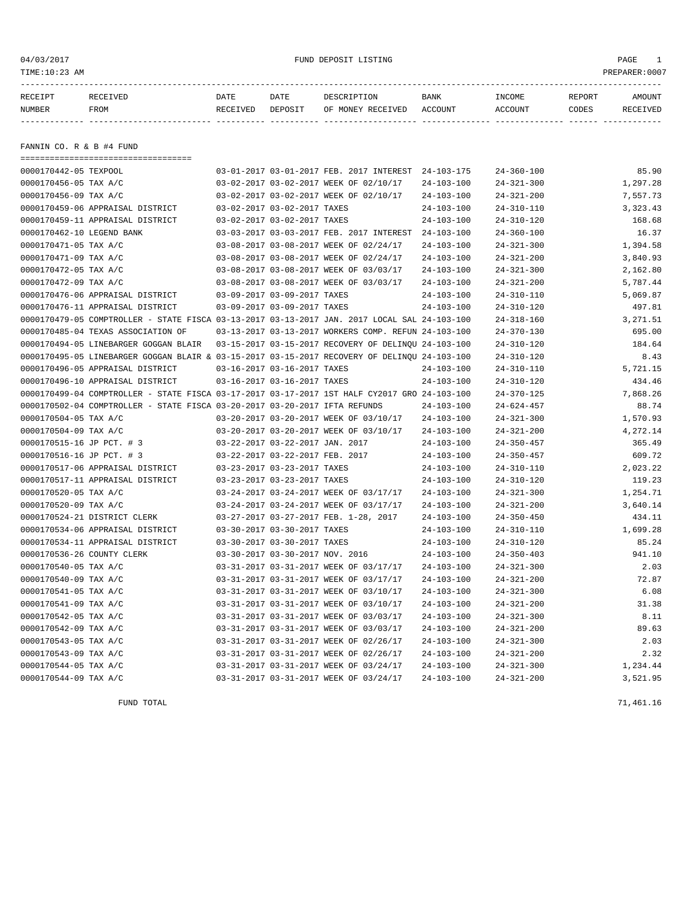04/03/2017 FUND DEPOSIT LISTING

TIME:10:23 AM PREPARER:0007

| RECEIPT NUMBER | RECEIVED FROM | DATE RECEIVED | DATE DEPOSIT | DESCRIPTION OF MONEY RECEIVED | BANK ACCOUNT | INCOME ACCOUNT | REPORT CODES | AMOUNT RECEIVED |
|---|---|---|---|---|---|---|---|---|

## FANNIN CO. R & B #4 FUND

| RECEIPT NUMBER | RECEIVED FROM | DATE RECEIVED | DATE DEPOSIT | DESCRIPTION OF MONEY RECEIVED | BANK ACCOUNT | INCOME ACCOUNT | REPORT CODES | AMOUNT RECEIVED |
|---|---|---|---|---|---|---|---|---|
| 0000170442-05 | TEXPOOL | 03-01-2017 | 03-01-2017 | FEB. 2017 INTEREST | 24-103-175 | 24-360-100 | | 85.90 |
| 0000170456-05 | TAX A/C | 03-02-2017 | 03-02-2017 | WEEK OF 02/10/17 | 24-103-100 | 24-321-300 | | 1,297.28 |
| 0000170456-09 | TAX A/C | 03-02-2017 | 03-02-2017 | WEEK OF 02/10/17 | 24-103-100 | 24-321-200 | | 7,557.73 |
| 0000170459-06 | APPRAISAL DISTRICT | 03-02-2017 | 03-02-2017 | TAXES | 24-103-100 | 24-310-110 | | 3,323.43 |
| 0000170459-11 | APPRAISAL DISTRICT | 03-02-2017 | 03-02-2017 | TAXES | 24-103-100 | 24-310-120 | | 168.68 |
| 0000170462-10 | LEGEND BANK | 03-03-2017 | 03-03-2017 | FEB. 2017 INTEREST | 24-103-100 | 24-360-100 | | 16.37 |
| 0000170471-05 | TAX A/C | 03-08-2017 | 03-08-2017 | WEEK OF 02/24/17 | 24-103-100 | 24-321-300 | | 1,394.58 |
| 0000170471-09 | TAX A/C | 03-08-2017 | 03-08-2017 | WEEK OF 02/24/17 | 24-103-100 | 24-321-200 | | 3,840.93 |
| 0000170472-05 | TAX A/C | 03-08-2017 | 03-08-2017 | WEEK OF 03/03/17 | 24-103-100 | 24-321-300 | | 2,162.80 |
| 0000170472-09 | TAX A/C | 03-08-2017 | 03-08-2017 | WEEK OF 03/03/17 | 24-103-100 | 24-321-200 | | 5,787.44 |
| 0000170476-06 | APPRAISAL DISTRICT | 03-09-2017 | 03-09-2017 | TAXES | 24-103-100 | 24-310-110 | | 5,069.87 |
| 0000170476-11 | APPRAISAL DISTRICT | 03-09-2017 | 03-09-2017 | TAXES | 24-103-100 | 24-310-120 | | 497.81 |
| 0000170479-05 | COMPTROLLER - STATE FISCA | 03-13-2017 | 03-13-2017 | JAN. 2017 LOCAL SAL | 24-103-100 | 24-318-160 | | 3,271.51 |
| 0000170485-04 | TEXAS ASSOCIATION OF | 03-13-2017 | 03-13-2017 | WORKERS COMP. REFUN | 24-103-100 | 24-370-130 | | 695.00 |
| 0000170494-05 | LINEBARGER GOGGAN BLAIR | 03-15-2017 | 03-15-2017 | RECOVERY OF DELINQU | 24-103-100 | 24-310-120 | | 184.64 |
| 0000170495-05 | LINEBARGER GOGGAN BLAIR & | 03-15-2017 | 03-15-2017 | RECOVERY OF DELINQU | 24-103-100 | 24-310-120 | | 8.43 |
| 0000170496-05 | APPRAISAL DISTRICT | 03-16-2017 | 03-16-2017 | TAXES | 24-103-100 | 24-310-110 | | 5,721.15 |
| 0000170496-10 | APPRAISAL DISTRICT | 03-16-2017 | 03-16-2017 | TAXES | 24-103-100 | 24-310-120 | | 434.46 |
| 0000170499-04 | COMPTROLLER - STATE FISCA | 03-17-2017 | 03-17-2017 | 1ST HALF CY2017 GRO | 24-103-100 | 24-370-125 | | 7,868.26 |
| 0000170502-04 | COMPTROLLER - STATE FISCA | 03-20-2017 | 03-20-2017 | IFTA REFUNDS | 24-103-100 | 24-624-457 | | 88.74 |
| 0000170504-05 | TAX A/C | 03-20-2017 | 03-20-2017 | WEEK OF 03/10/17 | 24-103-100 | 24-321-300 | | 1,570.93 |
| 0000170504-09 | TAX A/C | 03-20-2017 | 03-20-2017 | WEEK OF 03/10/17 | 24-103-100 | 24-321-200 | | 4,272.14 |
| 0000170515-16 | JP PCT. # 3 | 03-22-2017 | 03-22-2017 | JAN. 2017 | 24-103-100 | 24-350-457 | | 365.49 |
| 0000170516-16 | JP PCT. # 3 | 03-22-2017 | 03-22-2017 | FEB. 2017 | 24-103-100 | 24-350-457 | | 609.72 |
| 0000170517-06 | APPRAISAL DISTRICT | 03-23-2017 | 03-23-2017 | TAXES | 24-103-100 | 24-310-110 | | 2,023.22 |
| 0000170517-11 | APPRAISAL DISTRICT | 03-23-2017 | 03-23-2017 | TAXES | 24-103-100 | 24-310-120 | | 119.23 |
| 0000170520-05 | TAX A/C | 03-24-2017 | 03-24-2017 | WEEK OF 03/17/17 | 24-103-100 | 24-321-300 | | 1,254.71 |
| 0000170520-09 | TAX A/C | 03-24-2017 | 03-24-2017 | WEEK OF 03/17/17 | 24-103-100 | 24-321-200 | | 3,640.14 |
| 0000170524-21 | DISTRICT CLERK | 03-27-2017 | 03-27-2017 | FEB. 1-28, 2017 | 24-103-100 | 24-350-450 | | 434.11 |
| 0000170534-06 | APPRAISAL DISTRICT | 03-30-2017 | 03-30-2017 | TAXES | 24-103-100 | 24-310-110 | | 1,699.28 |
| 0000170534-11 | APPRAISAL DISTRICT | 03-30-2017 | 03-30-2017 | TAXES | 24-103-100 | 24-310-120 | | 85.24 |
| 0000170536-26 | COUNTY CLERK | 03-30-2017 | 03-30-2017 | NOV. 2016 | 24-103-100 | 24-350-403 | | 941.10 |
| 0000170540-05 | TAX A/C | 03-31-2017 | 03-31-2017 | WEEK OF 03/17/17 | 24-103-100 | 24-321-300 | | 2.03 |
| 0000170540-09 | TAX A/C | 03-31-2017 | 03-31-2017 | WEEK OF 03/17/17 | 24-103-100 | 24-321-200 | | 72.87 |
| 0000170541-05 | TAX A/C | 03-31-2017 | 03-31-2017 | WEEK OF 03/10/17 | 24-103-100 | 24-321-300 | | 6.08 |
| 0000170541-09 | TAX A/C | 03-31-2017 | 03-31-2017 | WEEK OF 03/10/17 | 24-103-100 | 24-321-200 | | 31.38 |
| 0000170542-05 | TAX A/C | 03-31-2017 | 03-31-2017 | WEEK OF 03/03/17 | 24-103-100 | 24-321-300 | | 8.11 |
| 0000170542-09 | TAX A/C | 03-31-2017 | 03-31-2017 | WEEK OF 03/03/17 | 24-103-100 | 24-321-200 | | 89.63 |
| 0000170543-05 | TAX A/C | 03-31-2017 | 03-31-2017 | WEEK OF 02/26/17 | 24-103-100 | 24-321-300 | | 2.03 |
| 0000170543-09 | TAX A/C | 03-31-2017 | 03-31-2017 | WEEK OF 02/26/17 | 24-103-100 | 24-321-200 | | 2.32 |
| 0000170544-05 | TAX A/C | 03-31-2017 | 03-31-2017 | WEEK OF 03/24/17 | 24-103-100 | 24-321-300 | | 1,234.44 |
| 0000170544-09 | TAX A/C | 03-31-2017 | 03-31-2017 | WEEK OF 03/24/17 | 24-103-100 | 24-321-200 | | 3,521.95 |
| | FUND TOTAL | | | | | | | 71,461.16 |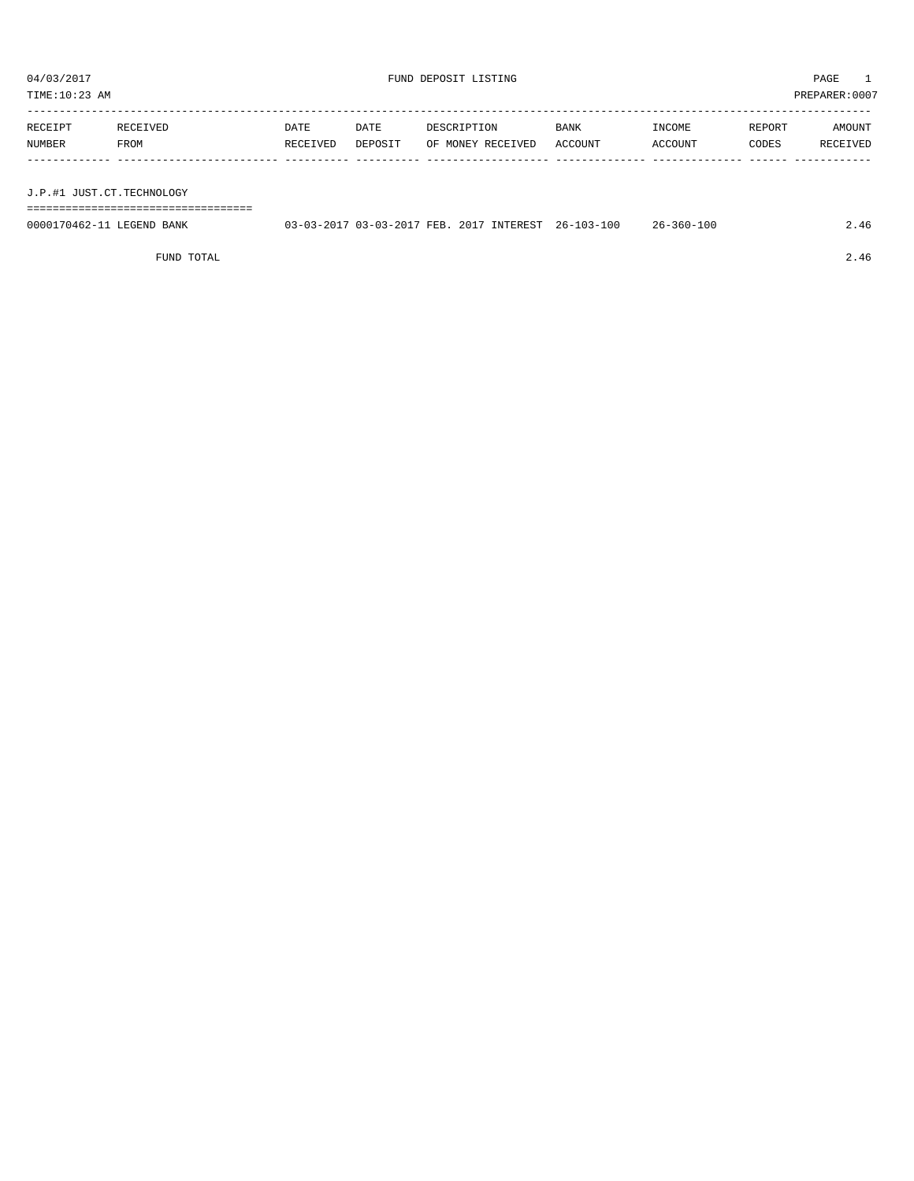04/03/2017 FUND DEPOSIT LISTING

TIME:10:23 AM PREPARER:0007

| RECEIPT NUMBER | RECEIVED FROM | DATE RECEIVED | DATE DEPOSIT | DESCRIPTION OF MONEY RECEIVED | BANK ACCOUNT | INCOME ACCOUNT | REPORT CODES | AMOUNT RECEIVED |
|---|---|---|---|---|---|---|---|---|
| J.P.#1 JUST.CT.TECHNOLOGY | | | | | | | | |
| 0000170462-11 | LEGEND BANK | 03-03-2017 | 03-03-2017 | FEB. 2017 INTEREST | 26-103-100 | 26-360-100 | | 2.46 |
| | FUND TOTAL | | | | | | | 2.46 |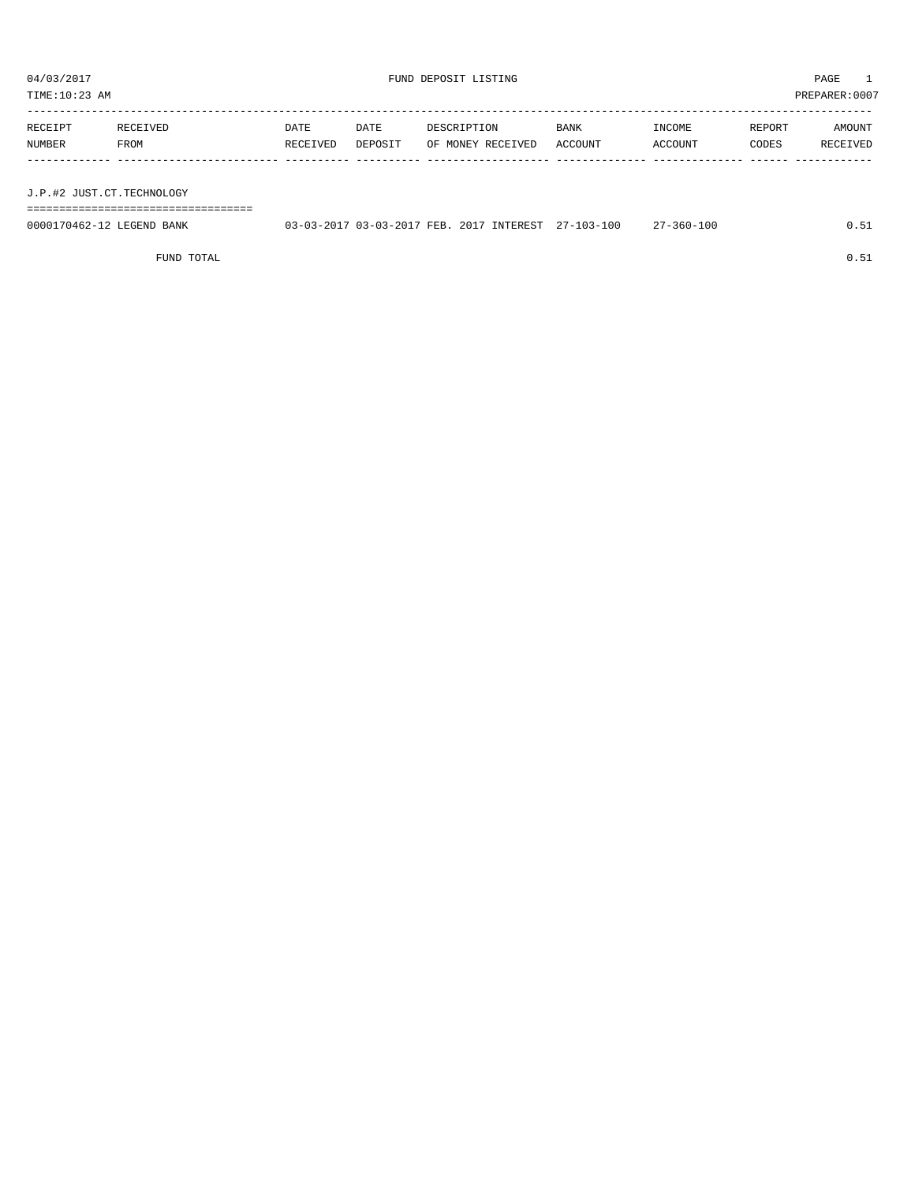04/03/2017 FUND DEPOSIT LISTING PAGE 1

TIME:10:23 AM PREPARER:0007

| RECEIPT NUMBER | RECEIVED FROM | DATE RECEIVED | DATE DEPOSIT | DESCRIPTION OF MONEY RECEIVED | BANK ACCOUNT | INCOME ACCOUNT | REPORT CODES | AMOUNT RECEIVED |
|---|---|---|---|---|---|---|---|---|
| J.P.#2 JUST.CT.TECHNOLOGY | | | | | | | | |
| 0000170462-12 | LEGEND BANK | 03-03-2017 | 03-03-2017 | FEB. 2017 INTEREST | 27-103-100 | 27-360-100 | | 0.51 |
| | FUND TOTAL | | | | | | | 0.51 |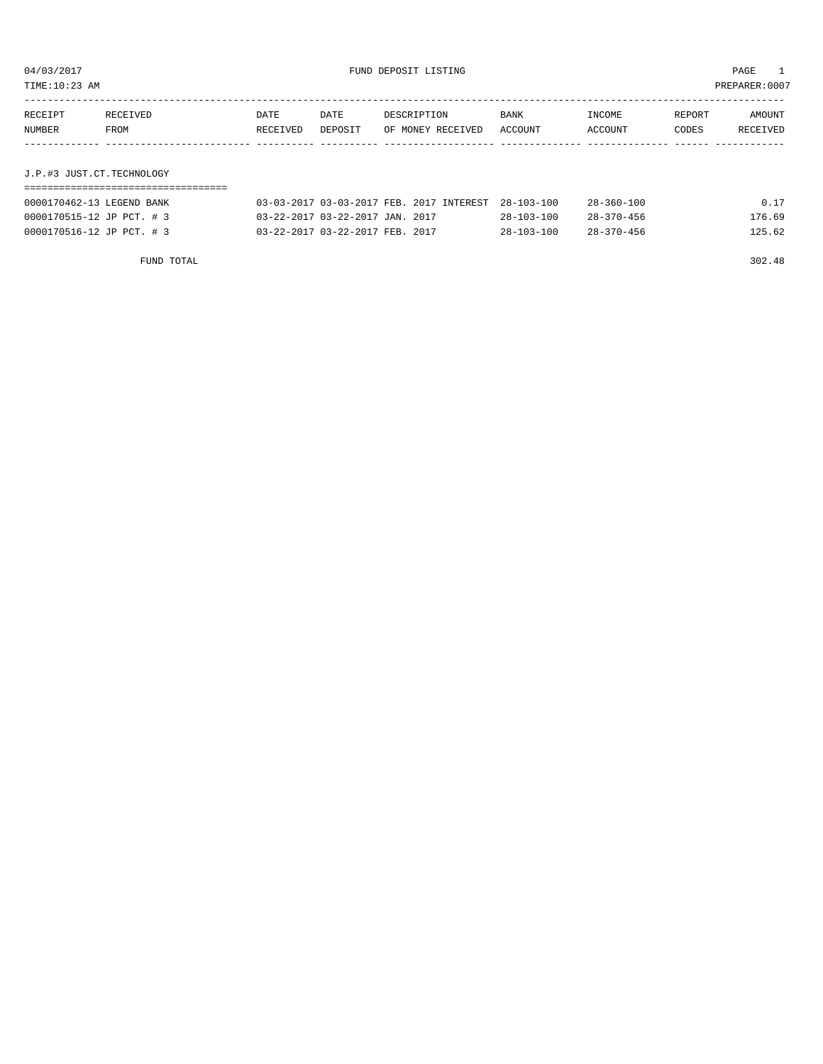04/03/2017 FUND DEPOSIT LISTING PAGE 1

TIME:10:23 AM PREPARER:0007

| RECEIPT NUMBER | RECEIVED FROM | DATE RECEIVED | DATE DEPOSIT | DESCRIPTION OF MONEY RECEIVED | BANK ACCOUNT | INCOME ACCOUNT | REPORT CODES | AMOUNT RECEIVED |
|---|---|---|---|---|---|---|---|---|

## J.P.#3 JUST.CT.TECHNOLOGY

| RECEIPT NUMBER | RECEIVED FROM | DATE RECEIVED | DATE DEPOSIT | DESCRIPTION OF MONEY RECEIVED | BANK ACCOUNT | INCOME ACCOUNT | REPORT CODES | AMOUNT RECEIVED |
|---|---|---|---|---|---|---|---|---|
| 0000170462-13 | LEGEND BANK | 03-03-2017 | 03-03-2017 | FEB. 2017 INTEREST | 28-103-100 | 28-360-100 | | 0.17 |
| 0000170515-12 | JP PCT. # 3 | 03-22-2017 | 03-22-2017 | JAN. 2017 | 28-103-100 | 28-370-456 | | 176.69 |
| 0000170516-12 | JP PCT. # 3 | 03-22-2017 | 03-22-2017 | FEB. 2017 | 28-103-100 | 28-370-456 | | 125.62 |
| | FUND TOTAL | | | | | | | 302.48 |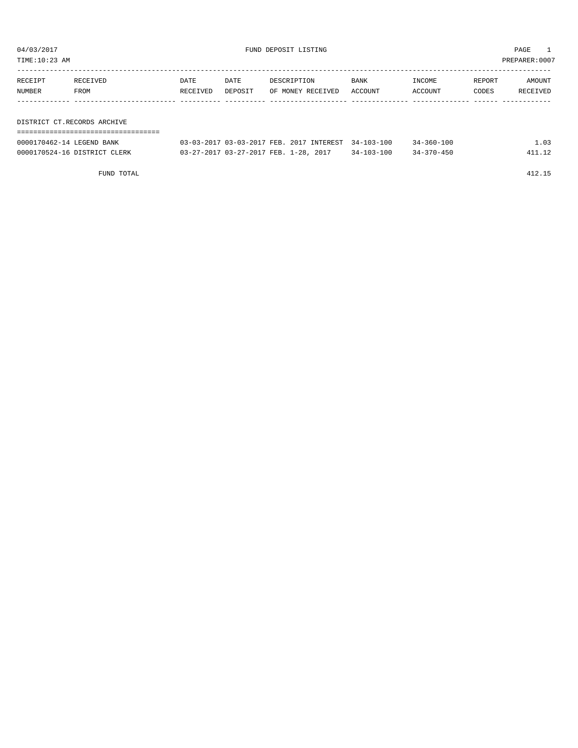04/03/2017 FUND DEPOSIT LISTING

TIME:10:23 AM PREPARER:0007

| RECEIPT NUMBER | RECEIVED FROM | DATE RECEIVED | DATE DEPOSIT | DESCRIPTION OF MONEY RECEIVED | BANK ACCOUNT | INCOME ACCOUNT | REPORT CODES | AMOUNT RECEIVED |
|---|---|---|---|---|---|---|---|---|
| **DISTRICT CT.RECORDS ARCHIVE** | | | | | | | | |
| 0000170462-14 | LEGEND BANK | 03-03-2017 | 03-03-2017 | FEB. 2017 INTEREST | 34-103-100 | 34-360-100 | | 1.03 |
| 0000170524-16 | DISTRICT CLERK | 03-27-2017 | 03-27-2017 | FEB. 1-28, 2017 | 34-103-100 | 34-370-450 | | 411.12 |
| | FUND TOTAL | | | | | | | 412.15 |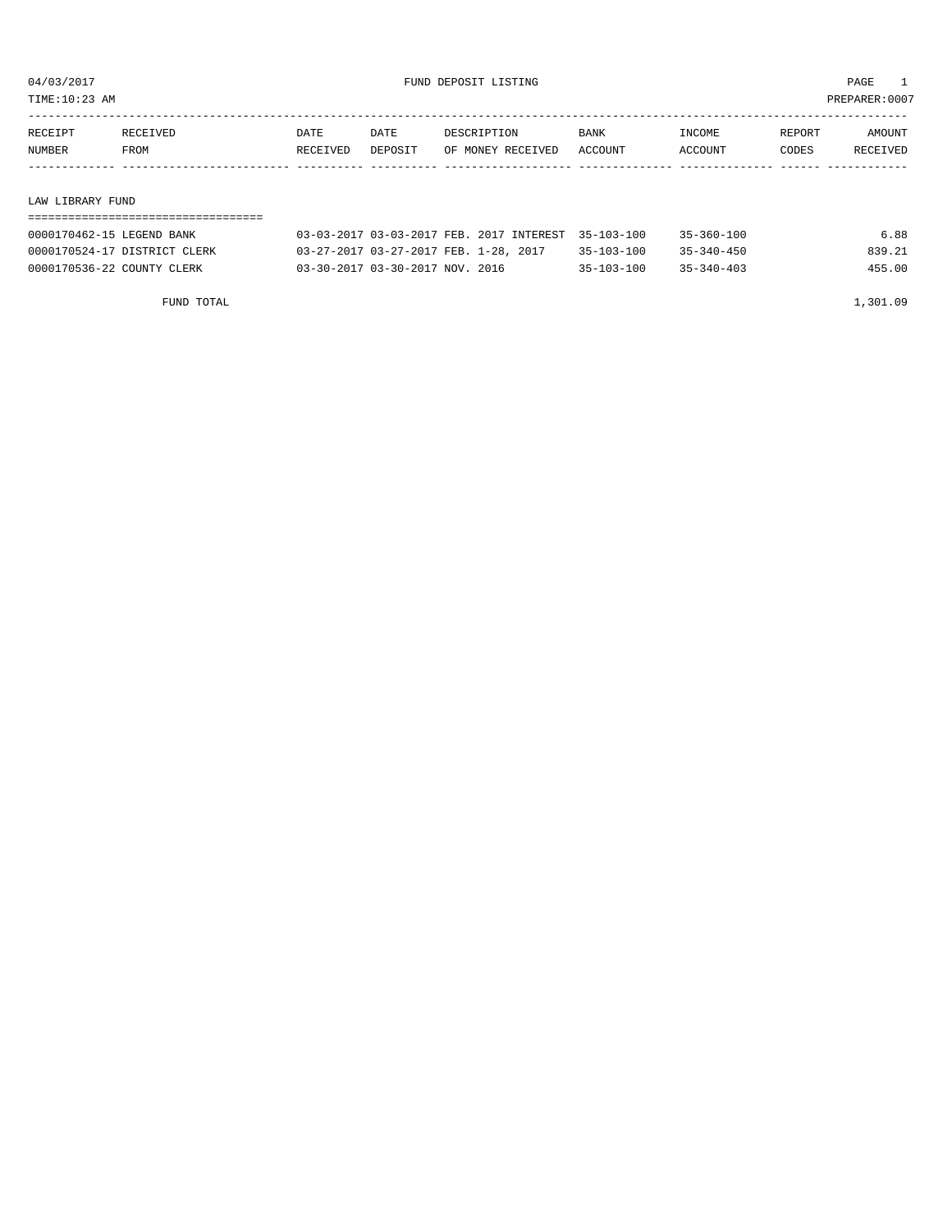04/03/2017 FUND DEPOSIT LISTING

TIME:10:23 AM PREPARER:0007

| RECEIPT NUMBER | RECEIVED FROM | DATE RECEIVED | DATE DEPOSIT | DESCRIPTION OF MONEY RECEIVED | BANK ACCOUNT | INCOME ACCOUNT | REPORT CODES | AMOUNT RECEIVED |
|---|---|---|---|---|---|---|---|---|

LAW LIBRARY FUND

| RECEIPT NUMBER | RECEIVED FROM | DATE RECEIVED | DATE DEPOSIT | DESCRIPTION OF MONEY RECEIVED | BANK ACCOUNT | INCOME ACCOUNT | REPORT CODES | AMOUNT RECEIVED |
|---|---|---|---|---|---|---|---|---|
| 0000170462-15 | LEGEND BANK | 03-03-2017 | 03-03-2017 | FEB. 2017 INTEREST | 35-103-100 | 35-360-100 | | 6.88 |
| 0000170524-17 | DISTRICT CLERK | 03-27-2017 | 03-27-2017 | FEB. 1-28, 2017 | 35-103-100 | 35-340-450 | | 839.21 |
| 0000170536-22 | COUNTY CLERK | 03-30-2017 | 03-30-2017 | NOV. 2016 | 35-103-100 | 35-340-403 | | 455.00 |

FUND TOTAL 1,301.09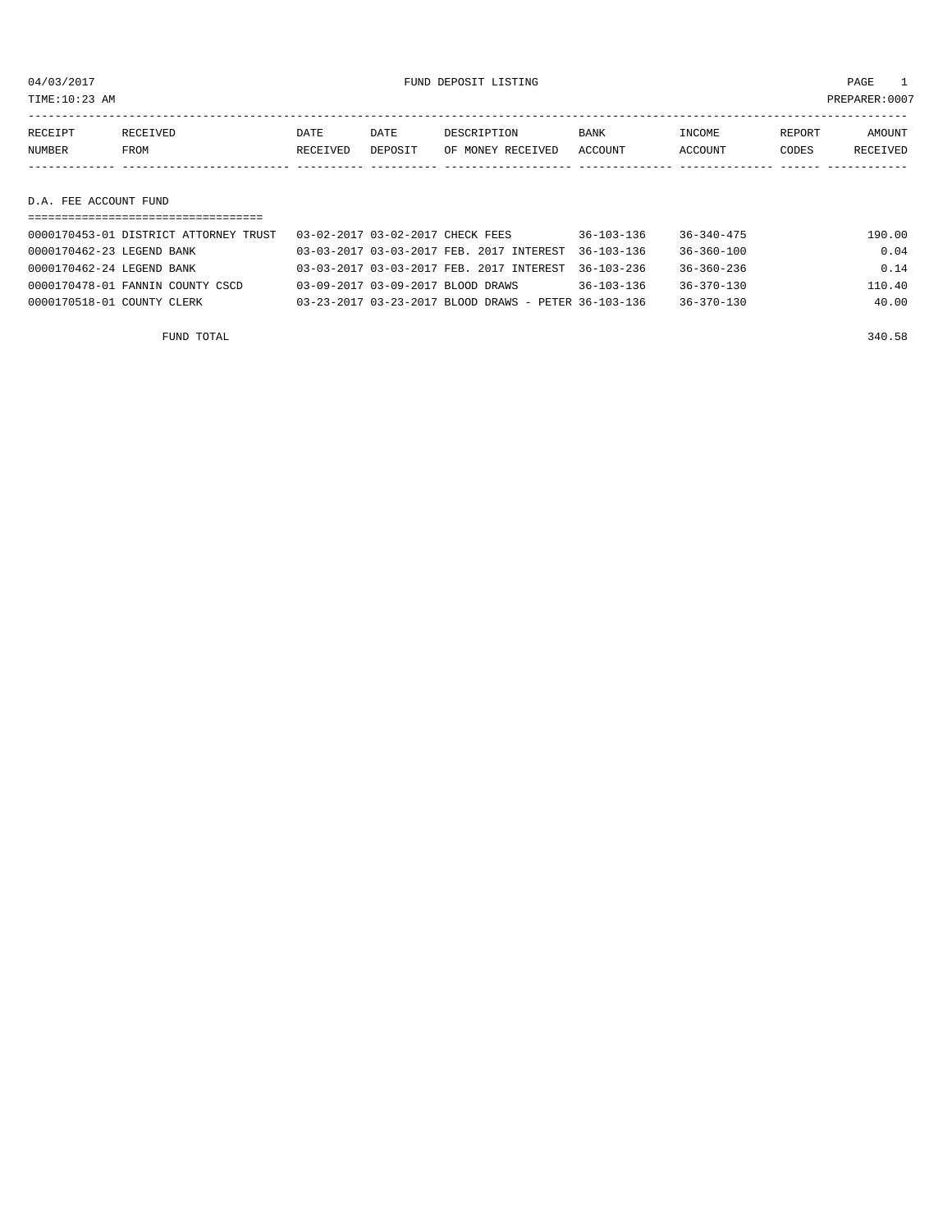04/03/2017 FUND DEPOSIT LISTING PAGE 1

TIME:10:23 AM PREPARER:0007

| RECEIPT NUMBER | RECEIVED FROM | DATE RECEIVED | DATE DEPOSIT | DESCRIPTION OF MONEY RECEIVED | BANK ACCOUNT | INCOME ACCOUNT | REPORT CODES | AMOUNT RECEIVED |
|---|---|---|---|---|---|---|---|---|

## D.A. FEE ACCOUNT FUND

| RECEIPT NUMBER | RECEIVED FROM | DATE RECEIVED | DATE DEPOSIT | DESCRIPTION OF MONEY RECEIVED | BANK ACCOUNT | INCOME ACCOUNT | REPORT CODES | AMOUNT RECEIVED |
|---|---|---|---|---|---|---|---|---|
| 0000170453-01 | DISTRICT ATTORNEY TRUST | 03-02-2017 | 03-02-2017 | CHECK FEES | 36-103-136 | 36-340-475 | | 190.00 |
| 0000170462-23 | LEGEND BANK | 03-03-2017 | 03-03-2017 | FEB. 2017 INTEREST | 36-103-136 | 36-360-100 | | 0.04 |
| 0000170462-24 | LEGEND BANK | 03-03-2017 | 03-03-2017 | FEB. 2017 INTEREST | 36-103-236 | 36-360-236 | | 0.14 |
| 0000170478-01 | FANNIN COUNTY CSCD | 03-09-2017 | 03-09-2017 | BLOOD DRAWS | 36-103-136 | 36-370-130 | | 110.40 |
| 0000170518-01 | COUNTY CLERK | 03-23-2017 | 03-23-2017 | BLOOD DRAWS - PETER | 36-103-136 | 36-370-130 | | 40.00 |

FUND TOTAL 340.58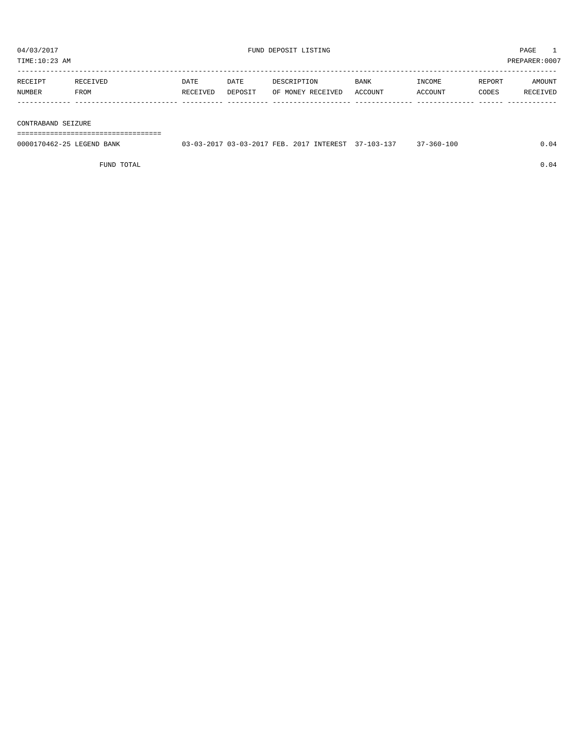04/03/2017 FUND DEPOSIT LISTING PAGE 1
TIME:10:23 AM PREPARER:0007

| RECEIPT NUMBER | RECEIVED FROM | DATE RECEIVED | DATE DEPOSIT | DESCRIPTION OF MONEY RECEIVED | BANK ACCOUNT | INCOME ACCOUNT | REPORT CODES | AMOUNT RECEIVED |
|---|---|---|---|---|---|---|---|---|
| **CONTRABAND SEIZURE** | | | | | | | | |
| 0000170462-25 | LEGEND BANK | 03-03-2017 | 03-03-2017 | FEB. 2017 INTEREST | 37-103-137 | 37-360-100 | | 0.04 |
| | FUND TOTAL | | | | | | | 0.04 |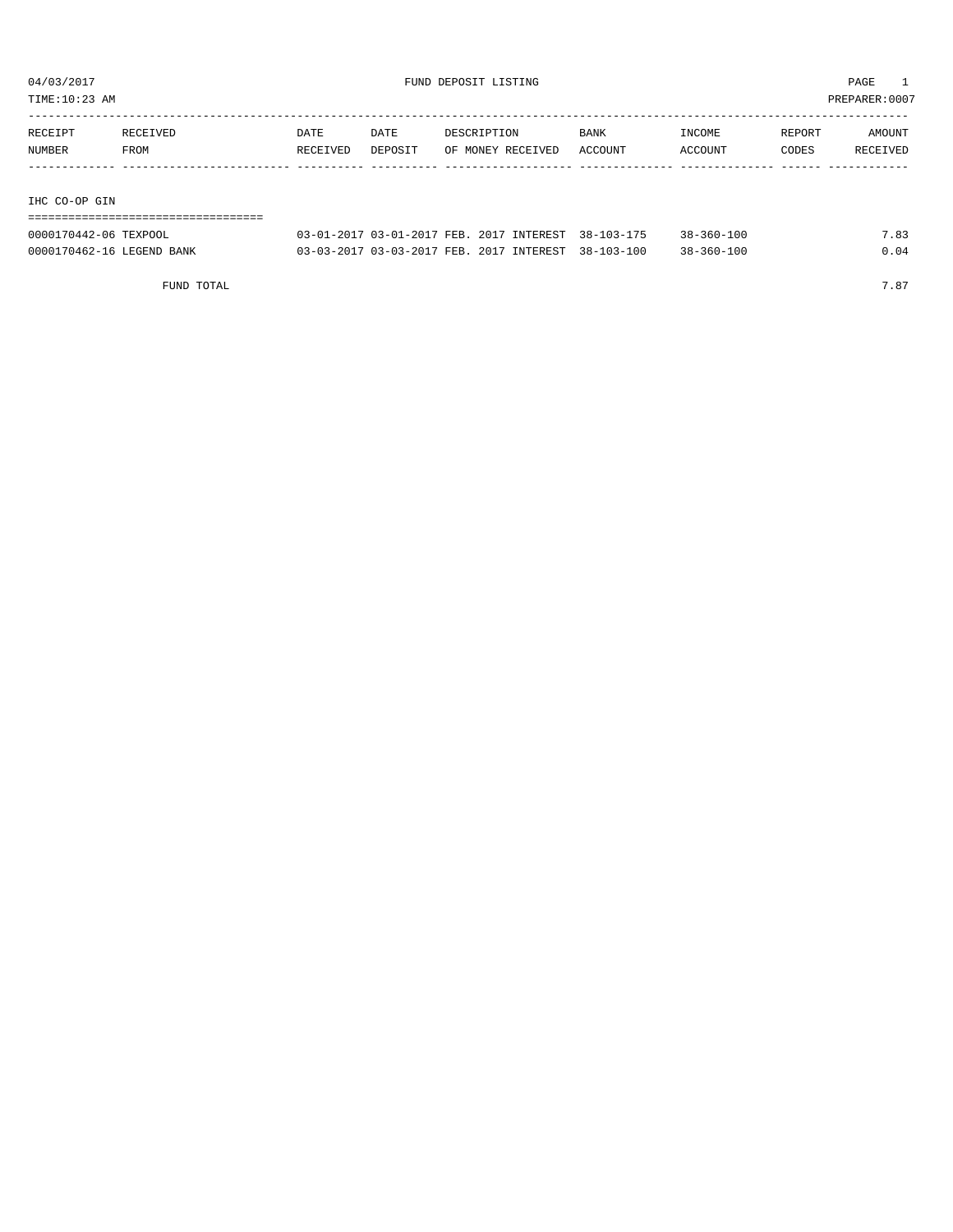04/03/2017 FUND DEPOSIT LISTING

TIME:10:23 AM PREPARER:0007

| RECEIPT NUMBER | RECEIVED FROM | DATE RECEIVED | DATE DEPOSIT | DESCRIPTION OF MONEY RECEIVED | BANK ACCOUNT | INCOME ACCOUNT | REPORT CODES | AMOUNT RECEIVED |
|---|---|---|---|---|---|---|---|---|
| **IHC CO-OP GIN** | | | | | | | | |
| 0000170442-06 | TEXPOOL | 03-01-2017 | 03-01-2017 | FEB. 2017 INTEREST | 38-103-175 | 38-360-100 | | 7.83 |
| 0000170462-16 | LEGEND BANK | 03-03-2017 | 03-03-2017 | FEB. 2017 INTEREST | 38-103-100 | 38-360-100 | | 0.04 |
| | FUND TOTAL | | | | | | | 7.87 |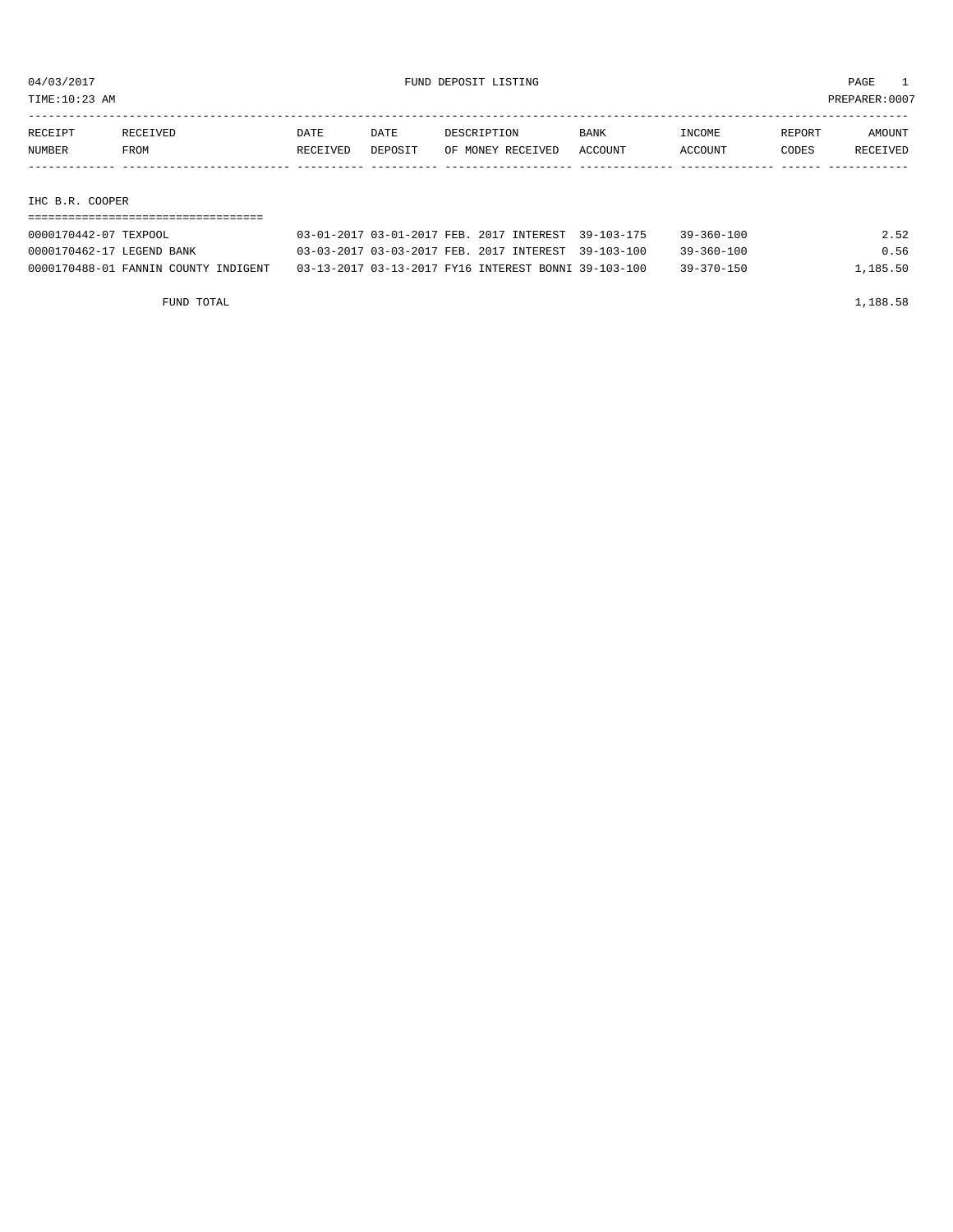04/03/2017 FUND DEPOSIT LISTING PAGE 1

TIME:10:23 AM PREPARER:0007

| RECEIPT NUMBER | RECEIVED FROM | DATE RECEIVED | DATE DEPOSIT | DESCRIPTION OF MONEY RECEIVED | BANK ACCOUNT | INCOME ACCOUNT | REPORT CODES | AMOUNT RECEIVED |
|---|---|---|---|---|---|---|---|---|
| **IHC B.R. COOPER** | | | | | | | | |
| 0000170442-07 | TEXPOOL | 03-01-2017 | 03-01-2017 | FEB. 2017 INTEREST | 39-103-175 | 39-360-100 | | 2.52 |
| 0000170462-17 | LEGEND BANK | 03-03-2017 | 03-03-2017 | FEB. 2017 INTEREST | 39-103-100 | 39-360-100 | | 0.56 |
| 0000170488-01 | FANNIN COUNTY INDIGENT | 03-13-2017 | 03-13-2017 | FY16 INTEREST BONNI | 39-103-100 | 39-370-150 | | 1,185.50 |
| | FUND TOTAL | | | | | | | 1,188.58 |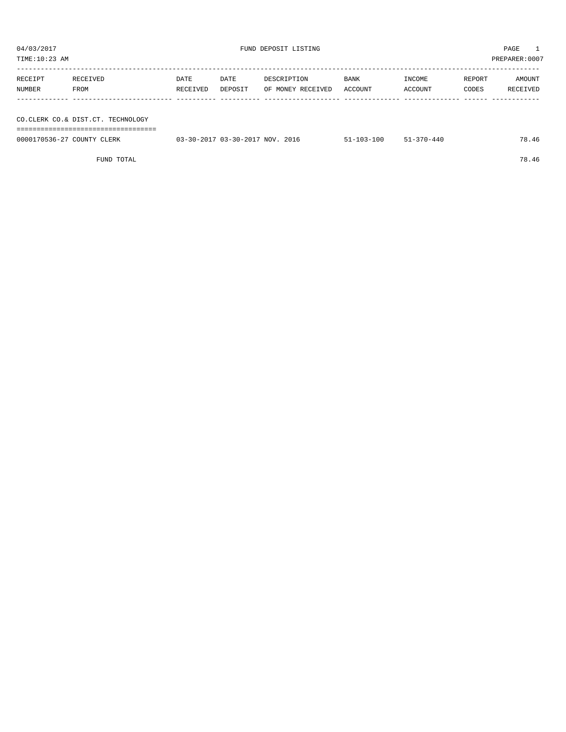04/03/2017 FUND DEPOSIT LISTING

TIME:10:23 AM PREPARER:0007

| RECEIPT NUMBER | RECEIVED FROM | DATE RECEIVED | DATE DEPOSIT | DESCRIPTION OF MONEY RECEIVED | BANK ACCOUNT | INCOME ACCOUNT | REPORT CODES | AMOUNT RECEIVED |
|---|---|---|---|---|---|---|---|---|
| **CO.CLERK CO.& DIST.CT. TECHNOLOGY** | | | | | | | | |
| 0000170536-27 | COUNTY CLERK | 03-30-2017 | 03-30-2017 | NOV. 2016 | 51-103-100 | 51-370-440 | | 78.46 |
| | FUND TOTAL | | | | | | | 78.46 |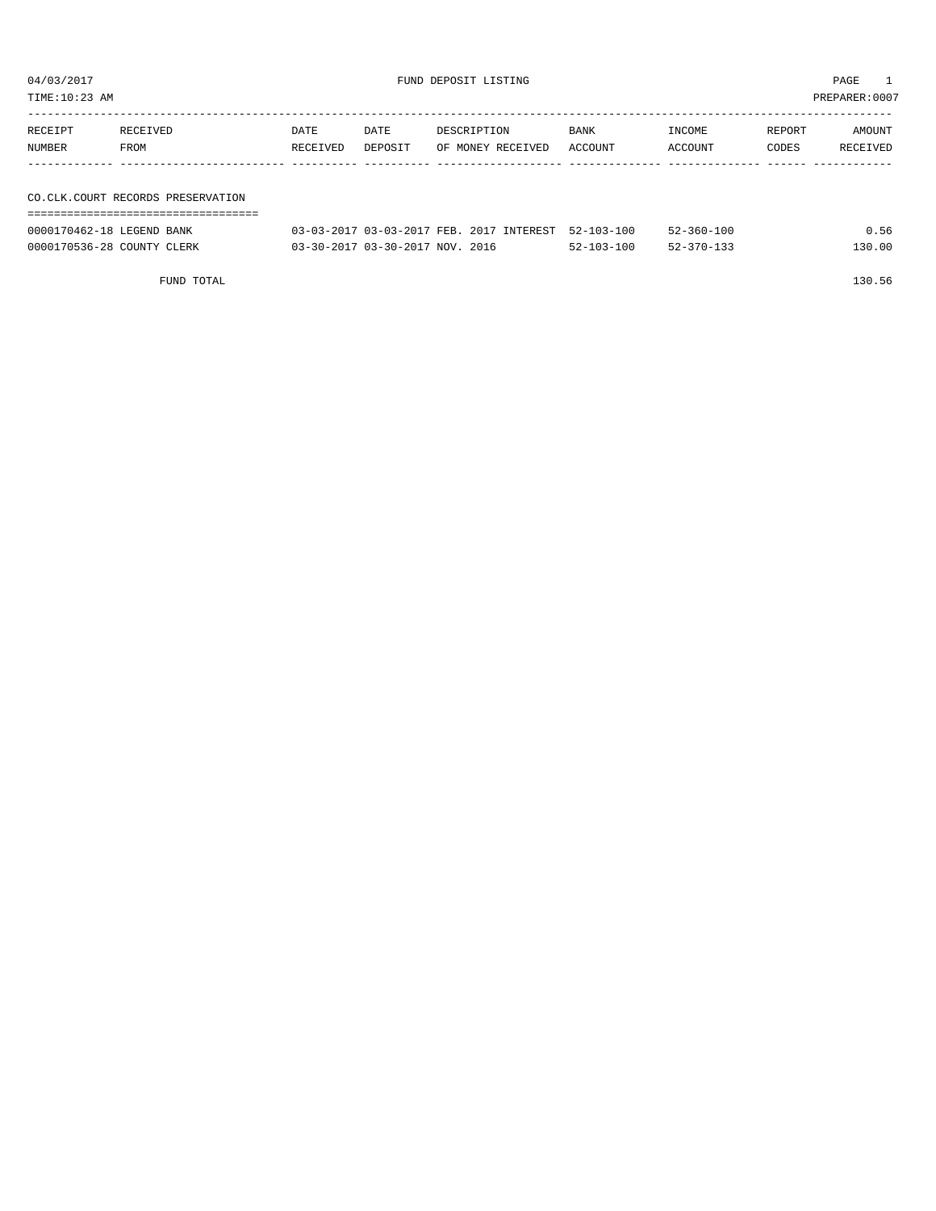04/03/2017 FUND DEPOSIT LISTING

TIME:10:23 AM PREPARER:0007

| RECEIPT NUMBER | RECEIVED FROM | DATE RECEIVED | DATE DEPOSIT | DESCRIPTION OF MONEY RECEIVED | BANK ACCOUNT | INCOME ACCOUNT | REPORT CODES | AMOUNT RECEIVED |
|---|---|---|---|---|---|---|---|---|

## CO.CLK.COURT RECORDS PRESERVATION

| RECEIPT NUMBER | RECEIVED FROM | DATE RECEIVED | DATE DEPOSIT | DESCRIPTION OF MONEY RECEIVED | BANK ACCOUNT | INCOME ACCOUNT | REPORT CODES | AMOUNT RECEIVED |
|---|---|---|---|---|---|---|---|---|
| 0000170462-18 | LEGEND BANK | 03-03-2017 | 03-03-2017 | FEB. 2017 INTEREST | 52-103-100 | 52-360-100 | | 0.56 |
| 0000170536-28 | COUNTY CLERK | 03-30-2017 | 03-30-2017 | NOV. 2016 | 52-103-100 | 52-370-133 | | 130.00 |

FUND TOTAL 130.56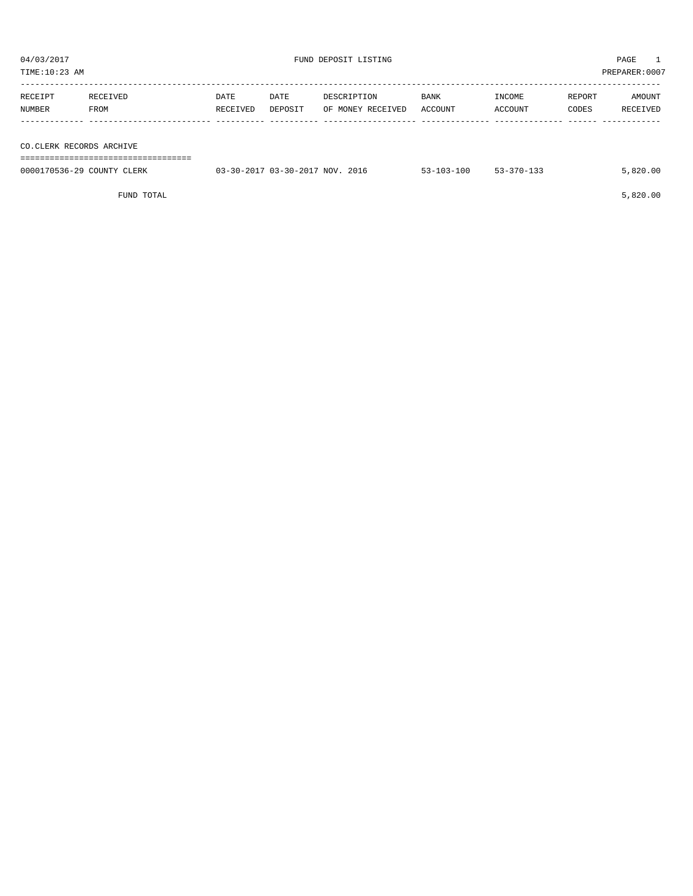04/03/2017 FUND DEPOSIT LISTING PAGE 1

TIME:10:23 AM PREPARER:0007

| RECEIPT NUMBER | RECEIVED FROM | DATE RECEIVED | DATE DEPOSIT | DESCRIPTION OF MONEY RECEIVED | BANK ACCOUNT | INCOME ACCOUNT | REPORT CODES | AMOUNT RECEIVED |
|---|---|---|---|---|---|---|---|---|
| **CO.CLERK RECORDS ARCHIVE** | | | | | | | | |
| 0000170536-29 | COUNTY CLERK | 03-30-2017 | 03-30-2017 | NOV. 2016 | 53-103-100 | 53-370-133 | | 5,820.00 |
| | FUND TOTAL | | | | | | | 5,820.00 |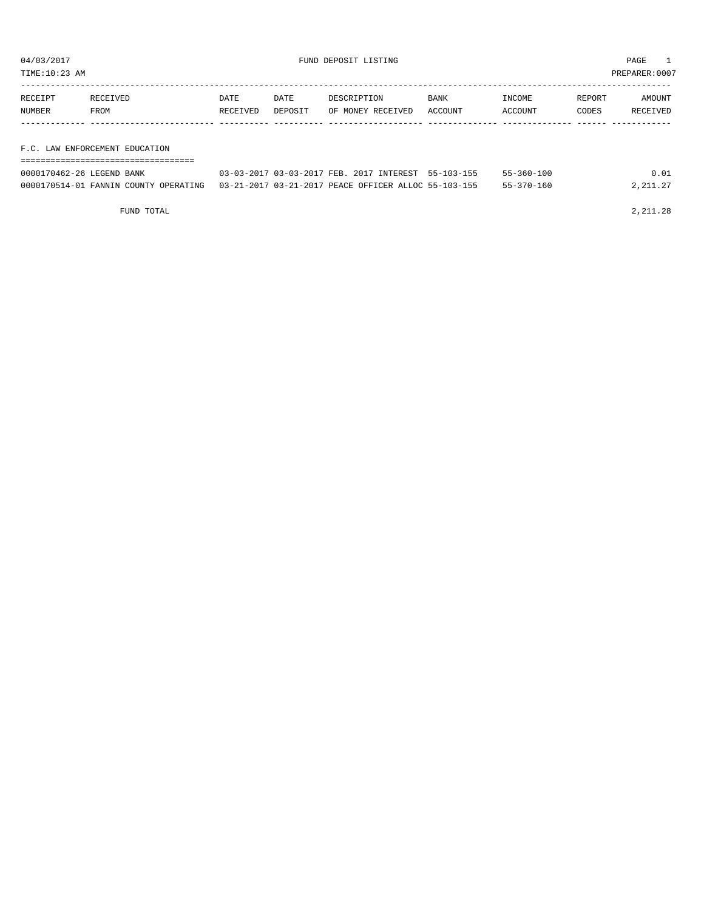04/03/2017 FUND DEPOSIT LISTING

TIME:10:23 AM PREPARER:0007

| RECEIPT NUMBER | RECEIVED FROM | DATE RECEIVED | DATE DEPOSIT | DESCRIPTION OF MONEY RECEIVED | BANK ACCOUNT | INCOME ACCOUNT | REPORT CODES | AMOUNT RECEIVED |
|---|---|---|---|---|---|---|---|---|

## F.C. LAW ENFORCEMENT EDUCATION

| RECEIPT NUMBER | RECEIVED FROM | DATE RECEIVED | DATE DEPOSIT | DESCRIPTION OF MONEY RECEIVED | BANK ACCOUNT | INCOME ACCOUNT | REPORT CODES | AMOUNT RECEIVED |
|---|---|---|---|---|---|---|---|---|
| 0000170462-26 | LEGEND BANK | 03-03-2017 | 03-03-2017 | FEB. 2017 INTEREST | 55-103-155 | 55-360-100 | | 0.01 |
| 0000170514-01 | FANNIN COUNTY OPERATING | 03-21-2017 | 03-21-2017 | PEACE OFFICER ALLOC | 55-103-155 | 55-370-160 | | 2,211.27 |
| | FUND TOTAL | | | | | | | 2,211.28 |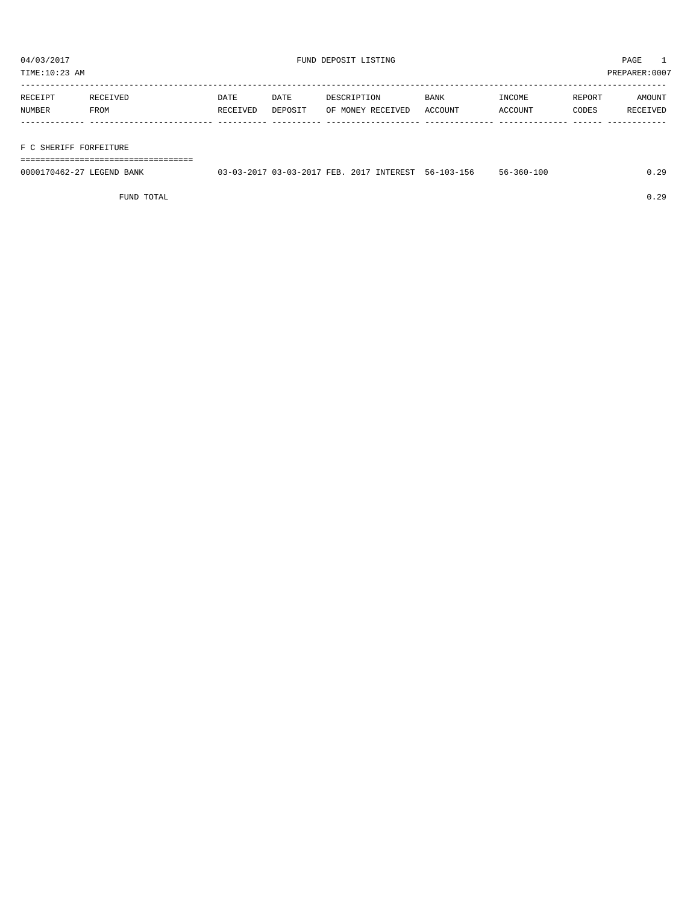04/03/2017 FUND DEPOSIT LISTING

TIME:10:23 AM PREPARER:0007

| RECEIPT NUMBER | RECEIVED FROM | DATE RECEIVED | DATE DEPOSIT | DESCRIPTION OF MONEY RECEIVED | BANK ACCOUNT | INCOME ACCOUNT | REPORT CODES | AMOUNT RECEIVED |
|---|---|---|---|---|---|---|---|---|
| **F C SHERIFF FORFEITURE** | | | | | | | | |
| 0000170462-27 | LEGEND BANK | 03-03-2017 | 03-03-2017 | FEB. 2017 INTEREST | 56-103-156 | 56-360-100 | | 0.29 |
| | FUND TOTAL | | | | | | | 0.29 |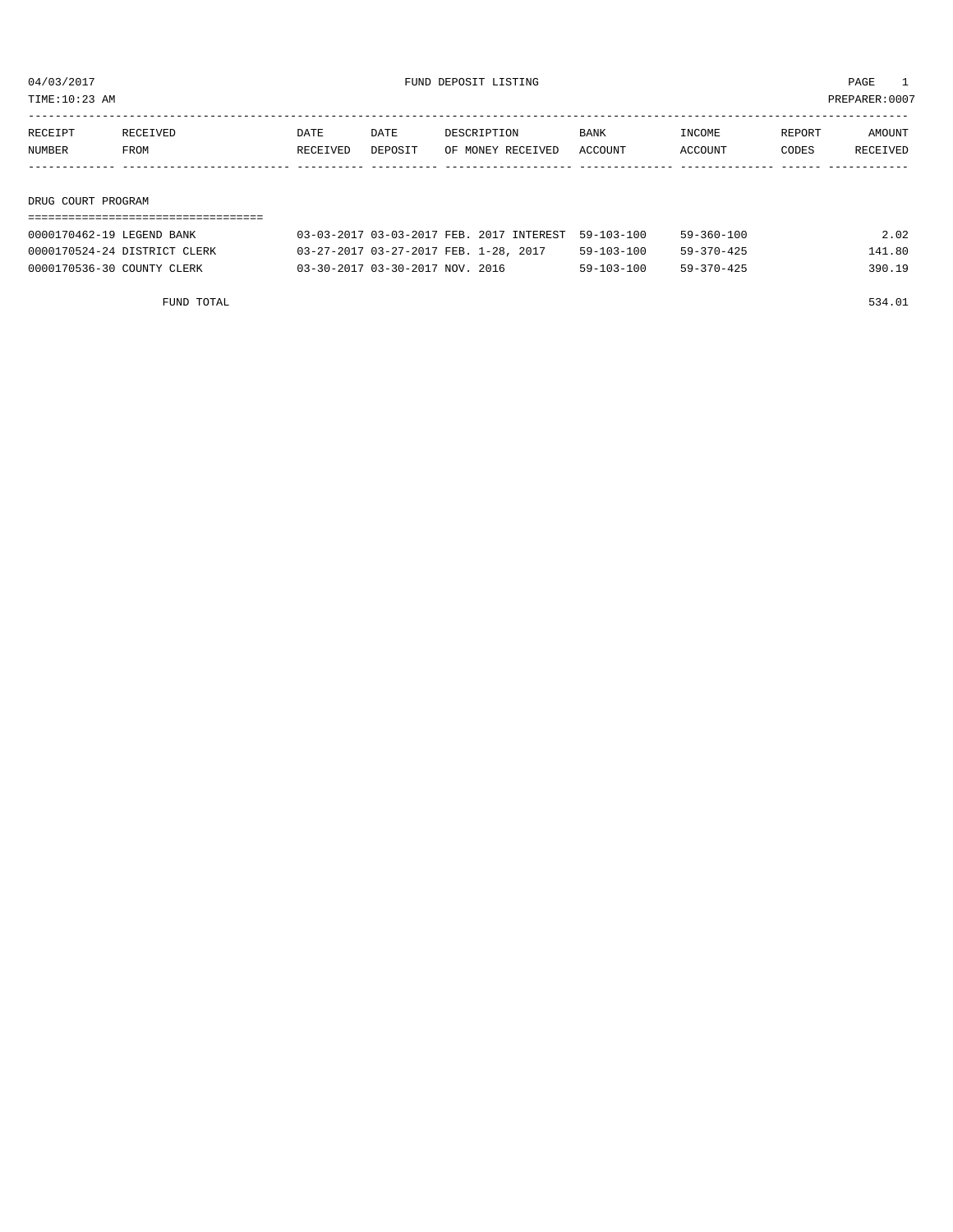04/03/2017 FUND DEPOSIT LISTING PAGE 1

TIME:10:23 AM PREPARER:0007

| RECEIPT NUMBER | RECEIVED FROM | DATE RECEIVED | DATE DEPOSIT | DESCRIPTION OF MONEY RECEIVED | BANK ACCOUNT | INCOME ACCOUNT | REPORT CODES | AMOUNT RECEIVED |
|---|---|---|---|---|---|---|---|---|
| **DRUG COURT PROGRAM** | | | | | | | | |
| 0000170462-19 | LEGEND BANK | 03-03-2017 | 03-03-2017 | FEB. 2017 INTEREST | 59-103-100 | 59-360-100 | | 2.02 |
| 0000170524-24 | DISTRICT CLERK | 03-27-2017 | 03-27-2017 | FEB. 1-28, 2017 | 59-103-100 | 59-370-425 | | 141.80 |
| 0000170536-30 | COUNTY CLERK | 03-30-2017 | 03-30-2017 | NOV. 2016 | 59-103-100 | 59-370-425 | | 390.19 |
| | FUND TOTAL | | | | | | | 534.01 |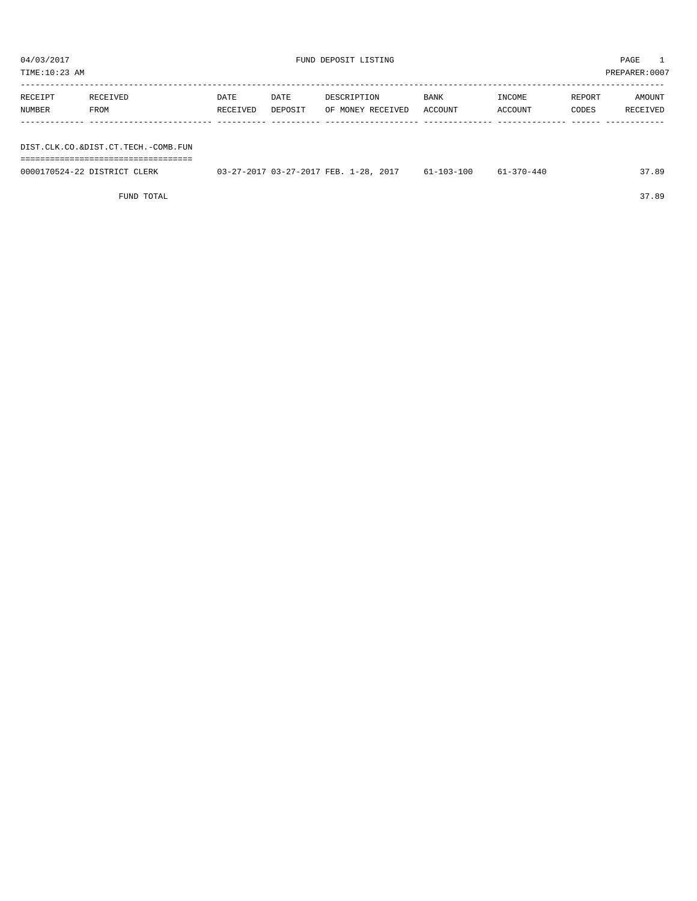04/03/2017 FUND DEPOSIT LISTING

TIME:10:23 AM PREPARER:0007

| RECEIPT NUMBER | RECEIVED FROM | DATE RECEIVED | DATE DEPOSIT | DESCRIPTION OF MONEY RECEIVED | BANK ACCOUNT | INCOME ACCOUNT | REPORT CODES | AMOUNT RECEIVED |
|---|---|---|---|---|---|---|---|---|
| **DIST.CLK.CO.&DIST.CT.TECH.-COMB.FUN** | | | | | | | | |
| 0000170524-22 | DISTRICT CLERK | 03-27-2017 | 03-27-2017 | FEB. 1-28, 2017 | 61-103-100 | 61-370-440 | | 37.89 |
| | FUND TOTAL | | | | | | | 37.89 |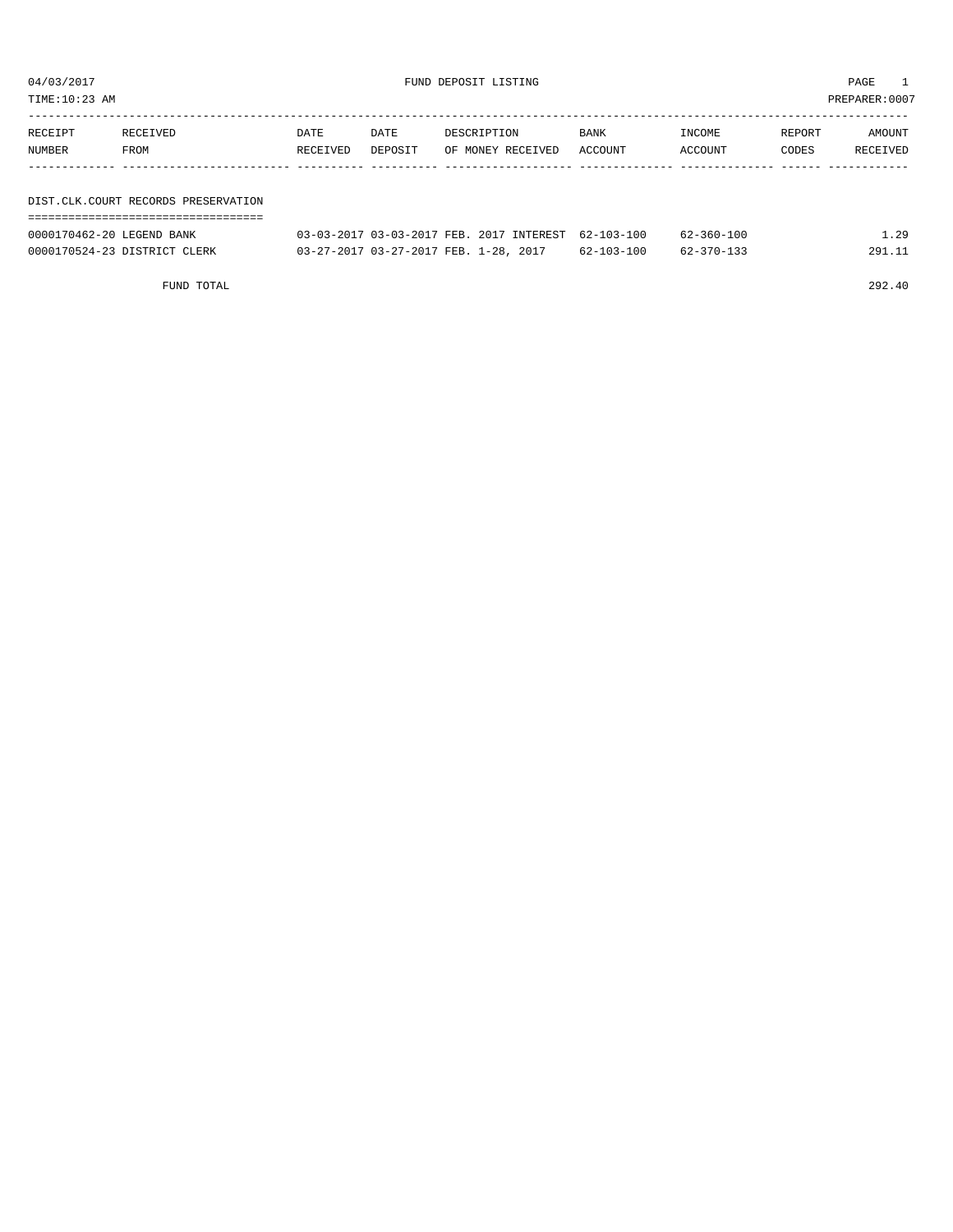04/03/2017 FUND DEPOSIT LISTING PAGE 1
TIME:10:23 AM PREPARER:0007

| RECEIPT NUMBER | RECEIVED FROM | DATE RECEIVED | DATE DEPOSIT | DESCRIPTION OF MONEY RECEIVED | BANK ACCOUNT | INCOME ACCOUNT | REPORT CODES | AMOUNT RECEIVED |
|---|---|---|---|---|---|---|---|---|
| **DIST.CLK.COURT RECORDS PRESERVATION** | | | | | | | | |
| 0000170462-20 | LEGEND BANK | 03-03-2017 | 03-03-2017 | FEB. 2017 INTEREST | 62-103-100 | 62-360-100 | | 1.29 |
| 0000170524-23 | DISTRICT CLERK | 03-27-2017 | 03-27-2017 | FEB. 1-28, 2017 | 62-103-100 | 62-370-133 | | 291.11 |
| | FUND TOTAL | | | | | | | 292.40 |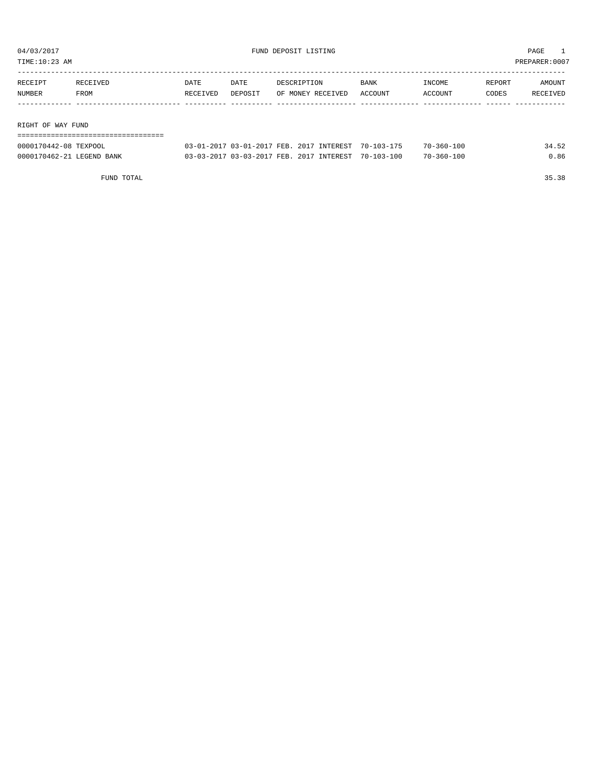04/03/2017 FUND DEPOSIT LISTING PAGE 1

TIME:10:23 AM PREPARER:0007

| RECEIPT NUMBER | RECEIVED FROM | DATE RECEIVED | DATE DEPOSIT | DESCRIPTION OF MONEY RECEIVED | BANK ACCOUNT | INCOME ACCOUNT | REPORT CODES | AMOUNT RECEIVED |
|---|---|---|---|---|---|---|---|---|
| **RIGHT OF WAY FUND** | | | | | | | | |
| 0000170442-08 | TEXPOOL | 03-01-2017 | 03-01-2017 | FEB. 2017 INTEREST | 70-103-175 | 70-360-100 | | 34.52 |
| 0000170462-21 | LEGEND BANK | 03-03-2017 | 03-03-2017 | FEB. 2017 INTEREST | 70-103-100 | 70-360-100 | | 0.86 |
| | FUND TOTAL | | | | | | | 35.38 |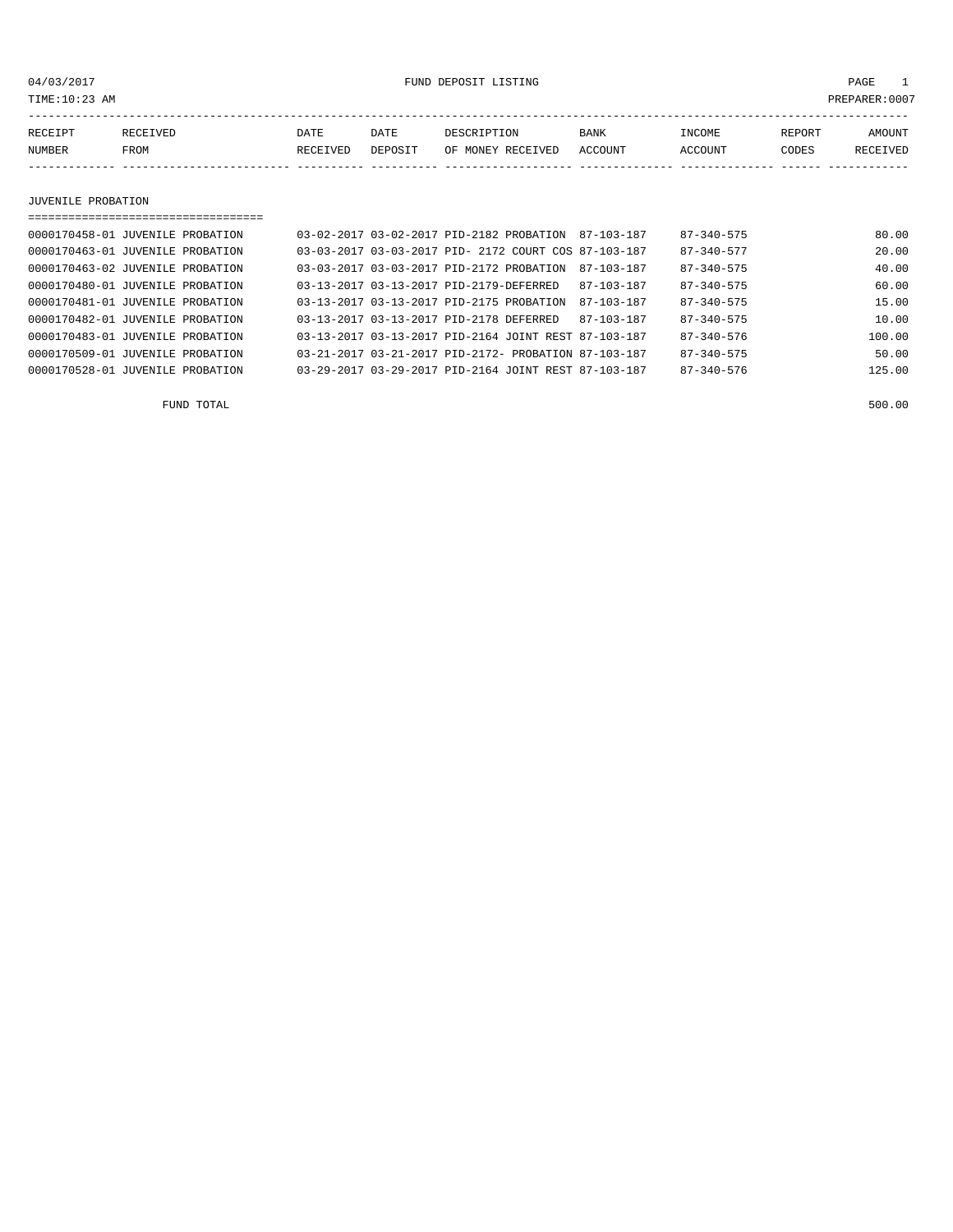04/03/2017 FUND DEPOSIT LISTING PAGE 1

TIME:10:23 AM PREPARER:0007

| RECEIPT NUMBER | RECEIVED FROM | DATE RECEIVED | DATE DEPOSIT | DESCRIPTION OF MONEY RECEIVED | BANK ACCOUNT | INCOME ACCOUNT | REPORT CODES | AMOUNT RECEIVED |
|---|---|---|---|---|---|---|---|---|

## JUVENILE PROBATION

| RECEIPT NUMBER | RECEIVED FROM | DATE RECEIVED | DATE DEPOSIT | DESCRIPTION OF MONEY RECEIVED | BANK ACCOUNT | INCOME ACCOUNT | REPORT CODES | AMOUNT RECEIVED |
|---|---|---|---|---|---|---|---|---|
| 0000170458-01 | JUVENILE PROBATION | 03-02-2017 | 03-02-2017 | PID-2182 PROBATION | 87-103-187 | 87-340-575 | | 80.00 |
| 0000170463-01 | JUVENILE PROBATION | 03-03-2017 | 03-03-2017 | PID- 2172 COURT COS | 87-103-187 | 87-340-577 | | 20.00 |
| 0000170463-02 | JUVENILE PROBATION | 03-03-2017 | 03-03-2017 | PID-2172 PROBATION | 87-103-187 | 87-340-575 | | 40.00 |
| 0000170480-01 | JUVENILE PROBATION | 03-13-2017 | 03-13-2017 | PID-2179-DEFERRED | 87-103-187 | 87-340-575 | | 60.00 |
| 0000170481-01 | JUVENILE PROBATION | 03-13-2017 | 03-13-2017 | PID-2175 PROBATION | 87-103-187 | 87-340-575 | | 15.00 |
| 0000170482-01 | JUVENILE PROBATION | 03-13-2017 | 03-13-2017 | PID-2178 DEFERRED | 87-103-187 | 87-340-575 | | 10.00 |
| 0000170483-01 | JUVENILE PROBATION | 03-13-2017 | 03-13-2017 | PID-2164 JOINT REST | 87-103-187 | 87-340-576 | | 100.00 |
| 0000170509-01 | JUVENILE PROBATION | 03-21-2017 | 03-21-2017 | PID-2172- PROBATION | 87-103-187 | 87-340-575 | | 50.00 |
| 0000170528-01 | JUVENILE PROBATION | 03-29-2017 | 03-29-2017 | PID-2164 JOINT REST | 87-103-187 | 87-340-576 | | 125.00 |
| | FUND TOTAL | | | | | | | 500.00 |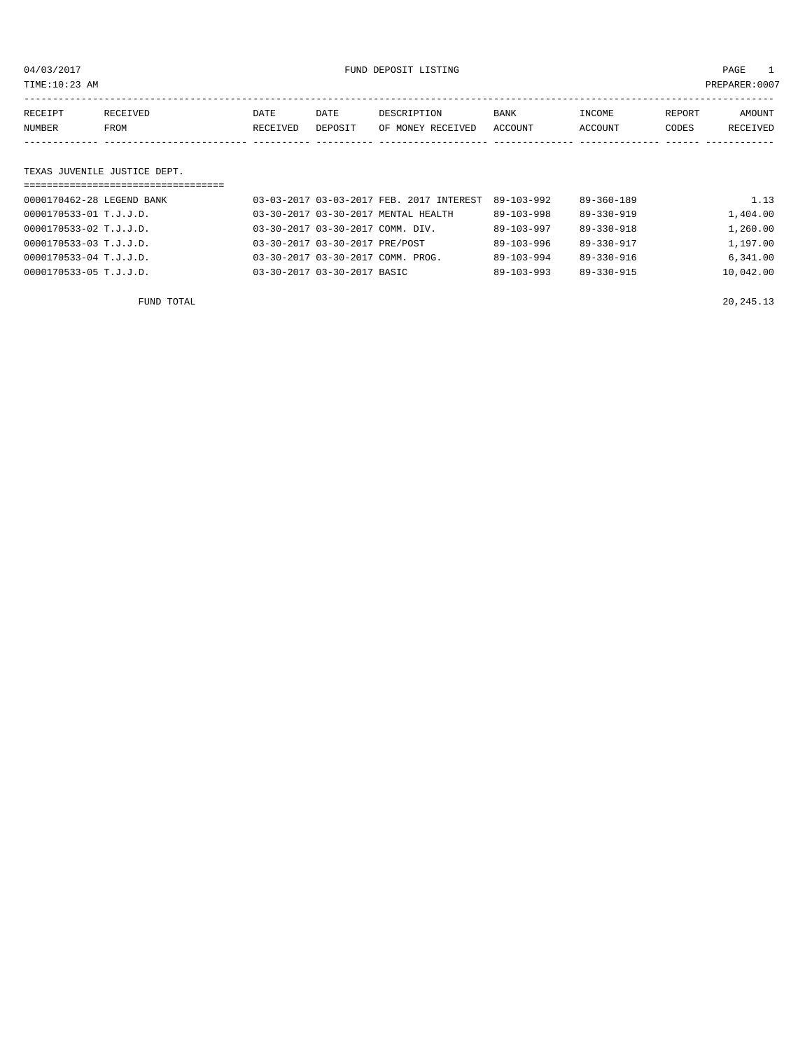04/03/2017 FUND DEPOSIT LISTING

TIME:10:23 AM PREPARER:0007

| RECEIPT NUMBER | RECEIVED FROM | DATE RECEIVED | DATE DEPOSIT | DESCRIPTION OF MONEY RECEIVED | BANK ACCOUNT | INCOME ACCOUNT | REPORT CODES | AMOUNT RECEIVED |
|---|---|---|---|---|---|---|---|---|

## TEXAS JUVENILE JUSTICE DEPT.

| RECEIPT NUMBER | RECEIVED FROM | DATE RECEIVED | DATE DEPOSIT | DESCRIPTION OF MONEY RECEIVED | BANK ACCOUNT | INCOME ACCOUNT | REPORT CODES | AMOUNT RECEIVED |
|---|---|---|---|---|---|---|---|---|
| 0000170462-28 | LEGEND BANK | 03-03-2017 | 03-03-2017 | FEB. 2017 INTEREST | 89-103-992 | 89-360-189 | | 1.13 |
| 0000170533-01 | T.J.J.D. | 03-30-2017 | 03-30-2017 | MENTAL HEALTH | 89-103-998 | 89-330-919 | | 1,404.00 |
| 0000170533-02 | T.J.J.D. | 03-30-2017 | 03-30-2017 | COMM. DIV. | 89-103-997 | 89-330-918 | | 1,260.00 |
| 0000170533-03 | T.J.J.D. | 03-30-2017 | 03-30-2017 | PRE/POST | 89-103-996 | 89-330-917 | | 1,197.00 |
| 0000170533-04 | T.J.J.D. | 03-30-2017 | 03-30-2017 | COMM. PROG. | 89-103-994 | 89-330-916 | | 6,341.00 |
| 0000170533-05 | T.J.J.D. | 03-30-2017 | 03-30-2017 | BASIC | 89-103-993 | 89-330-915 | | 10,042.00 |
| | FUND TOTAL | | | | | | | 20,245.13 |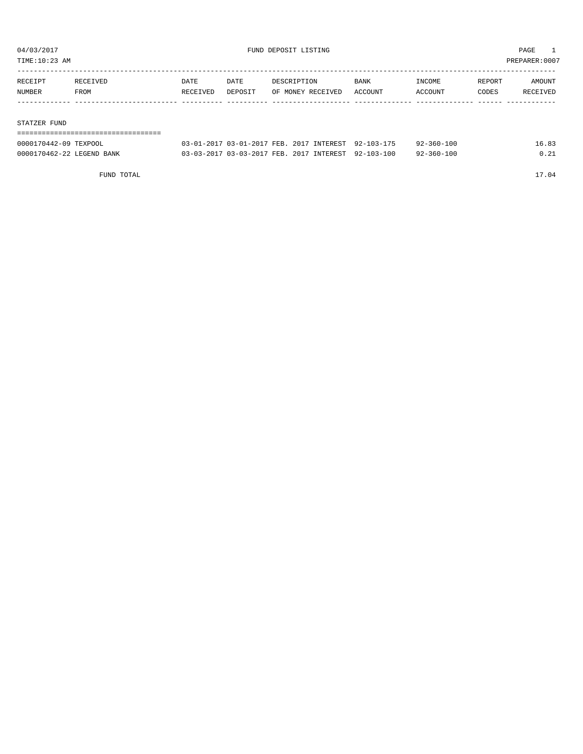04/03/2017 FUND DEPOSIT LISTING PAGE 1

TIME:10:23 AM PREPARER:0007

| RECEIPT NUMBER | RECEIVED FROM | DATE RECEIVED | DATE DEPOSIT | DESCRIPTION OF MONEY RECEIVED | BANK ACCOUNT | INCOME ACCOUNT | REPORT CODES | AMOUNT RECEIVED |
|---|---|---|---|---|---|---|---|---|
| **STATZER FUND** | | | | | | | | |
| 0000170442-09 | TEXPOOL | 03-01-2017 | 03-01-2017 | FEB. 2017 INTEREST | 92-103-175 | 92-360-100 | | 16.83 |
| 0000170462-22 | LEGEND BANK | 03-03-2017 | 03-03-2017 | FEB. 2017 INTEREST | 92-103-100 | 92-360-100 | | 0.21 |
| | FUND TOTAL | | | | | | | 17.04 |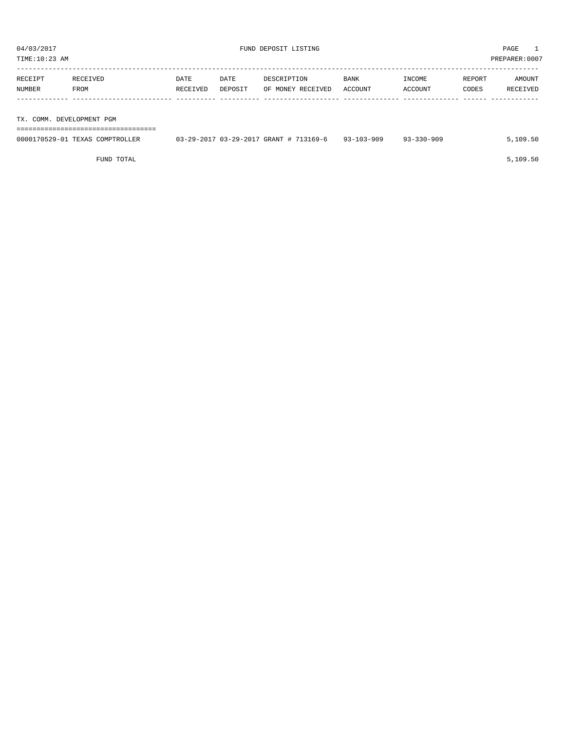04/03/2017 FUND DEPOSIT LISTING PAGE 1

TIME:10:23 AM PREPARER:0007

| RECEIPT NUMBER | RECEIVED FROM | DATE RECEIVED | DATE DEPOSIT | DESCRIPTION OF MONEY RECEIVED | BANK ACCOUNT | INCOME ACCOUNT | REPORT CODES | AMOUNT RECEIVED |
|---|---|---|---|---|---|---|---|---|
| **TX. COMM. DEVELOPMENT PGM** | | | | | | | | |
| 0000170529-01 | TEXAS COMPTROLLER | 03-29-2017 | 03-29-2017 | GRANT # 713169-6 | 93-103-909 | 93-330-909 | | 5,109.50 |
| | FUND TOTAL | | | | | | | 5,109.50 |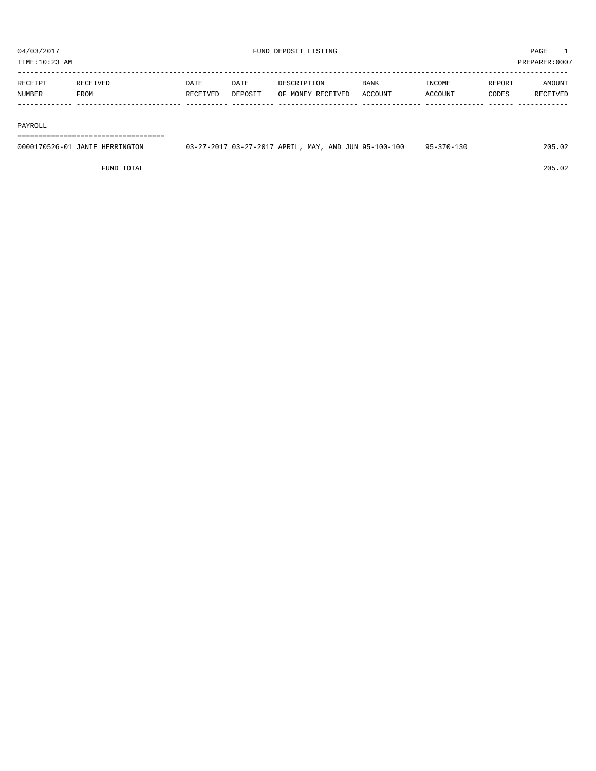04/03/2017 FUND DEPOSIT LISTING

TIME:10:23 AM PREPARER:0007

| RECEIPT NUMBER | RECEIVED FROM | DATE RECEIVED | DATE DEPOSIT | DESCRIPTION OF MONEY RECEIVED | BANK ACCOUNT | INCOME ACCOUNT | REPORT CODES | AMOUNT RECEIVED |
|---|---|---|---|---|---|---|---|---|
| **PAYROLL** | | | | | | | | |
| 0000170526-01 | JANIE HERRINGTON | 03-27-2017 | 03-27-2017 | APRIL, MAY, AND JUN | 95-100-100 | 95-370-130 | | 205.02 |
| | FUND TOTAL | | | | | | | 205.02 |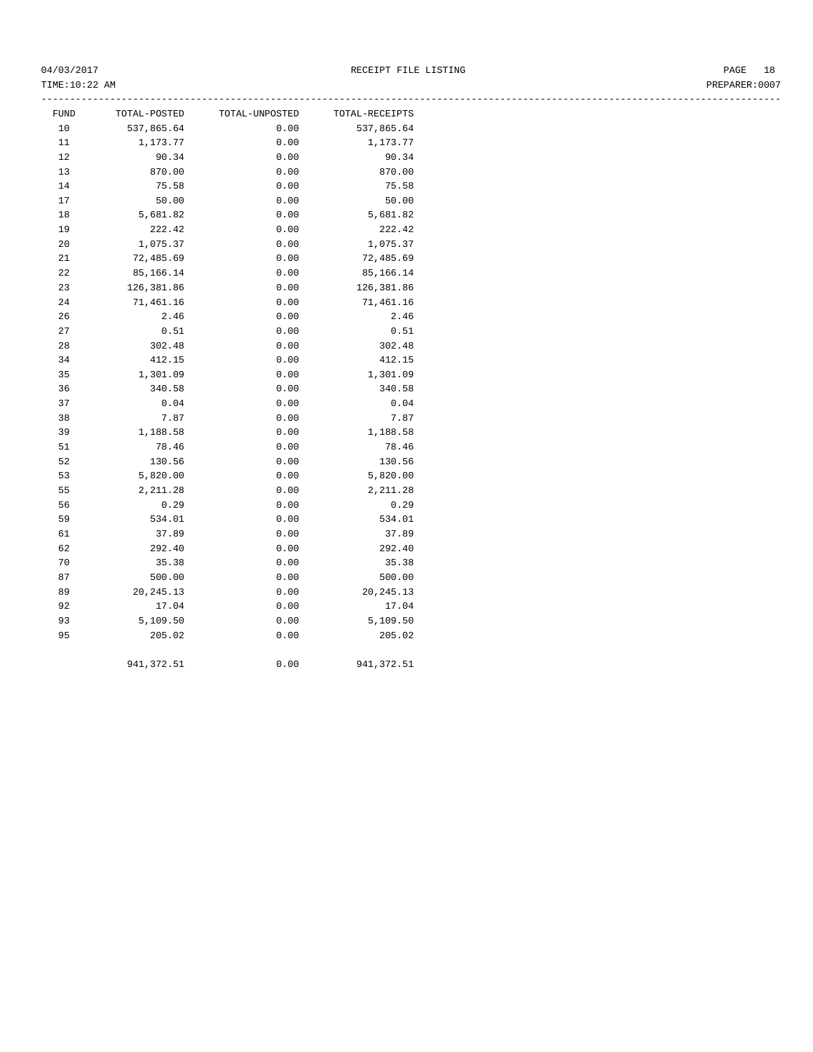04/03/2017 RECEIPT FILE LISTING

TIME:10:22 AM PREPARER:0007

| FUND | TOTAL-POSTED | TOTAL-UNPOSTED | TOTAL-RECEIPTS |
|---|---|---|---|
| 10 | 537,865.64 | 0.00 | 537,865.64 |
| 11 | 1,173.77 | 0.00 | 1,173.77 |
| 12 | 90.34 | 0.00 | 90.34 |
| 13 | 870.00 | 0.00 | 870.00 |
| 14 | 75.58 | 0.00 | 75.58 |
| 17 | 50.00 | 0.00 | 50.00 |
| 18 | 5,681.82 | 0.00 | 5,681.82 |
| 19 | 222.42 | 0.00 | 222.42 |
| 20 | 1,075.37 | 0.00 | 1,075.37 |
| 21 | 72,485.69 | 0.00 | 72,485.69 |
| 22 | 85,166.14 | 0.00 | 85,166.14 |
| 23 | 126,381.86 | 0.00 | 126,381.86 |
| 24 | 71,461.16 | 0.00 | 71,461.16 |
| 26 | 2.46 | 0.00 | 2.46 |
| 27 | 0.51 | 0.00 | 0.51 |
| 28 | 302.48 | 0.00 | 302.48 |
| 34 | 412.15 | 0.00 | 412.15 |
| 35 | 1,301.09 | 0.00 | 1,301.09 |
| 36 | 340.58 | 0.00 | 340.58 |
| 37 | 0.04 | 0.00 | 0.04 |
| 38 | 7.87 | 0.00 | 7.87 |
| 39 | 1,188.58 | 0.00 | 1,188.58 |
| 51 | 78.46 | 0.00 | 78.46 |
| 52 | 130.56 | 0.00 | 130.56 |
| 53 | 5,820.00 | 0.00 | 5,820.00 |
| 55 | 2,211.28 | 0.00 | 2,211.28 |
| 56 | 0.29 | 0.00 | 0.29 |
| 59 | 534.01 | 0.00 | 534.01 |
| 61 | 37.89 | 0.00 | 37.89 |
| 62 | 292.40 | 0.00 | 292.40 |
| 70 | 35.38 | 0.00 | 35.38 |
| 87 | 500.00 | 0.00 | 500.00 |
| 89 | 20,245.13 | 0.00 | 20,245.13 |
| 92 | 17.04 | 0.00 | 17.04 |
| 93 | 5,109.50 | 0.00 | 5,109.50 |
| 95 | 205.02 | 0.00 | 205.02 |
| | 941,372.51 | 0.00 | 941,372.51 |